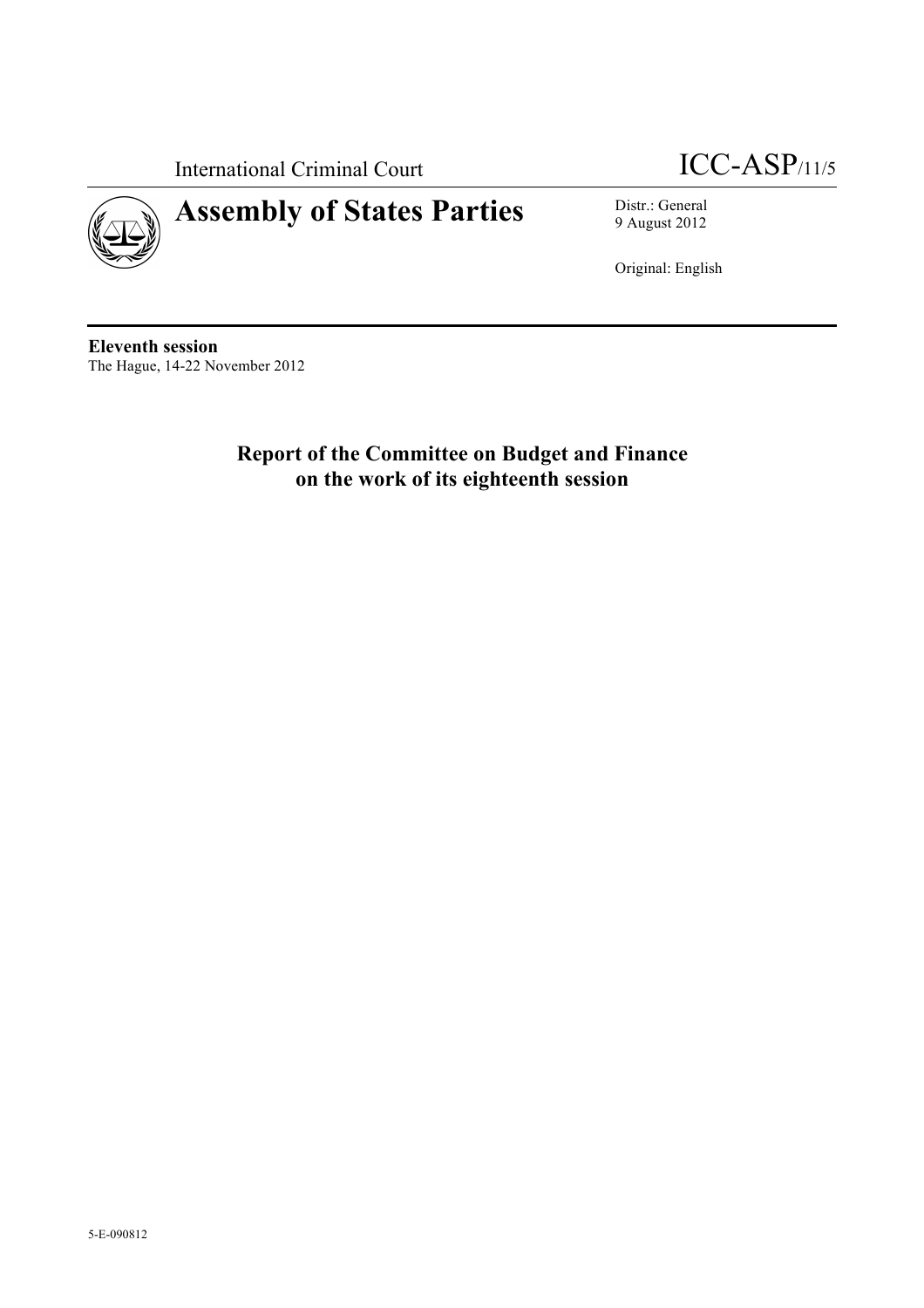International Criminal Court

ICC-ASP/11/5

# Assembly of States Parties

Distr.: General
9 August 2012

Original: English

**Eleventh session**
The Hague, 14-22 November 2012

## Report of the Committee on Budget and Finance on the work of its eighteenth session

5-E-090812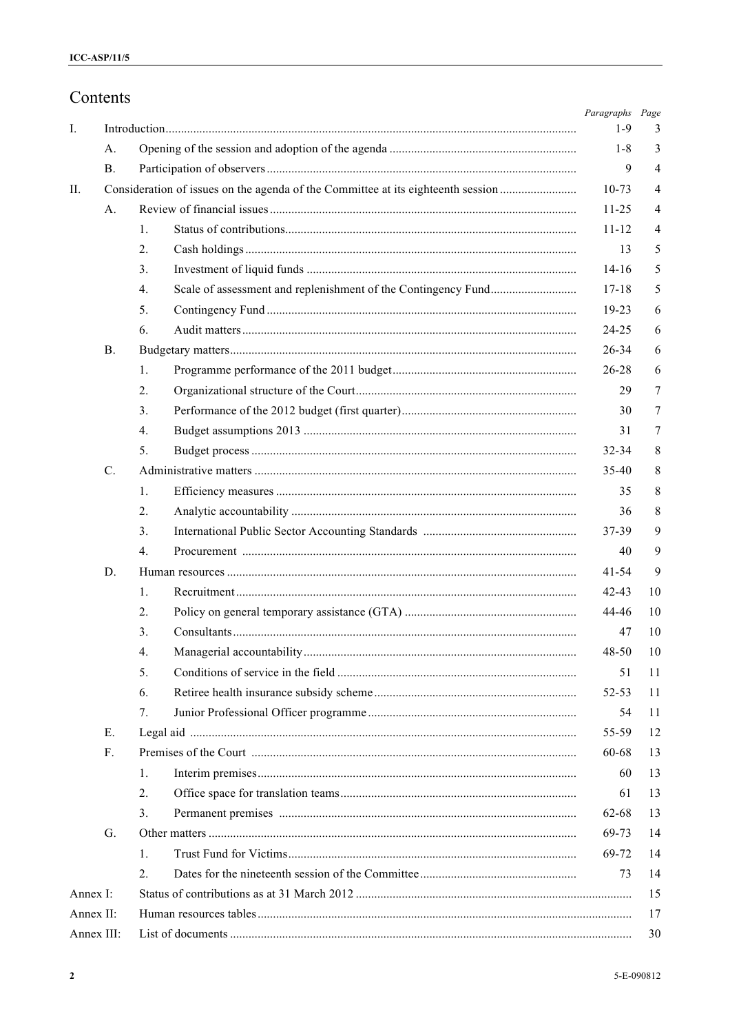# Contents

| | | | | Paragraphs | Page |
|---|---|---|---|---|---|
| I. | Introduction | | | 1-9 | 3 |
| | A. | Opening of the session and adoption of the agenda | | 1-8 | 3 |
| | B. | Participation of observers | | 9 | 4 |
| II. | Consideration of issues on the agenda of the Committee at its eighteenth session | | | 10-73 | 4 |
| | A. | Review of financial issues | | 11-25 | 4 |
| | | 1. | Status of contributions | 11-12 | 4 |
| | | 2. | Cash holdings | 13 | 5 |
| | | 3. | Investment of liquid funds | 14-16 | 5 |
| | | 4. | Scale of assessment and replenishment of the Contingency Fund | 17-18 | 5 |
| | | 5. | Contingency Fund | 19-23 | 6 |
| | | 6. | Audit matters | 24-25 | 6 |
| | B. | Budgetary matters | | 26-34 | 6 |
| | | 1. | Programme performance of the 2011 budget | 26-28 | 6 |
| | | 2. | Organizational structure of the Court | 29 | 7 |
| | | 3. | Performance of the 2012 budget (first quarter) | 30 | 7 |
| | | 4. | Budget assumptions 2013 | 31 | 7 |
| | | 5. | Budget process | 32-34 | 8 |
| | C. | Administrative matters | | 35-40 | 8 |
| | | 1. | Efficiency measures | 35 | 8 |
| | | 2. | Analytic accountability | 36 | 8 |
| | | 3. | International Public Sector Accounting Standards | 37-39 | 9 |
| | | 4. | Procurement | 40 | 9 |
| | D. | Human resources | | 41-54 | 9 |
| | | 1. | Recruitment | 42-43 | 10 |
| | | 2. | Policy on general temporary assistance (GTA) | 44-46 | 10 |
| | | 3. | Consultants | 47 | 10 |
| | | 4. | Managerial accountability | 48-50 | 10 |
| | | 5. | Conditions of service in the field | 51 | 11 |
| | | 6. | Retiree health insurance subsidy scheme | 52-53 | 11 |
| | | 7. | Junior Professional Officer programme | 54 | 11 |
| | E. | Legal aid | | 55-59 | 12 |
| | F. | Premises of the Court | | 60-68 | 13 |
| | | 1. | Interim premises | 60 | 13 |
| | | 2. | Office space for translation teams | 61 | 13 |
| | | 3. | Permanent premises | 62-68 | 13 |
| | G. | Other matters | | 69-73 | 14 |
| | | 1. | Trust Fund for Victims | 69-72 | 14 |
| | | 2. | Dates for the nineteenth session of the Committee | 73 | 14 |
| Annex I: | Status of contributions as at 31 March 2012 | | | | 15 |
| Annex II: | Human resources tables | | | | 17 |
| Annex III: | List of documents | | | | 30 |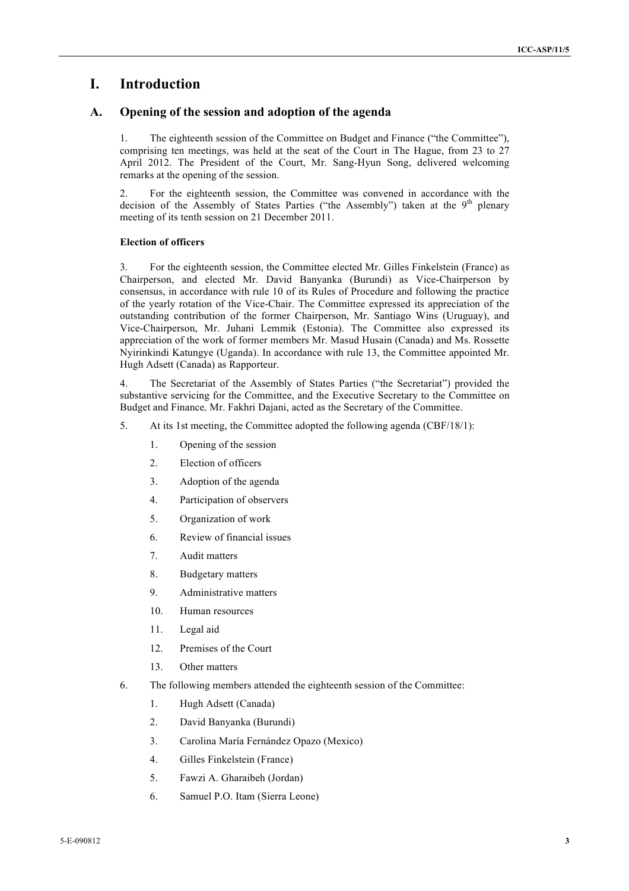# I. Introduction

## A. Opening of the session and adoption of the agenda

1. The eighteenth session of the Committee on Budget and Finance ("the Committee"), comprising ten meetings, was held at the seat of the Court in The Hague, from 23 to 27 April 2012. The President of the Court, Mr. Sang-Hyun Song, delivered welcoming remarks at the opening of the session.

2. For the eighteenth session, the Committee was convened in accordance with the decision of the Assembly of States Parties ("the Assembly") taken at the 9th plenary meeting of its tenth session on 21 December 2011.

**Election of officers**

3. For the eighteenth session, the Committee elected Mr. Gilles Finkelstein (France) as Chairperson, and elected Mr. David Banyanka (Burundi) as Vice-Chairperson by consensus, in accordance with rule 10 of its Rules of Procedure and following the practice of the yearly rotation of the Vice-Chair. The Committee expressed its appreciation of the outstanding contribution of the former Chairperson, Mr. Santiago Wins (Uruguay), and Vice-Chairperson, Mr. Juhani Lemmik (Estonia). The Committee also expressed its appreciation of the work of former members Mr. Masud Husain (Canada) and Ms. Rossette Nyirinkindi Katungye (Uganda). In accordance with rule 13, the Committee appointed Mr. Hugh Adsett (Canada) as Rapporteur.

4. The Secretariat of the Assembly of States Parties ("the Secretariat") provided the substantive servicing for the Committee, and the Executive Secretary to the Committee on Budget and Finance, Mr. Fakhri Dajani, acted as the Secretary of the Committee.

5. At its 1st meeting, the Committee adopted the following agenda (CBF/18/1):

1. Opening of the session
2. Election of officers
3. Adoption of the agenda
4. Participation of observers
5. Organization of work
6. Review of financial issues
7. Audit matters
8. Budgetary matters
9. Administrative matters
10. Human resources
11. Legal aid
12. Premises of the Court
13. Other matters

6. The following members attended the eighteenth session of the Committee:

1. Hugh Adsett (Canada)
2. David Banyanka (Burundi)
3. Carolina María Fernández Opazo (Mexico)
4. Gilles Finkelstein (France)
5. Fawzi A. Gharaibeh (Jordan)
6. Samuel P.O. Itam (Sierra Leone)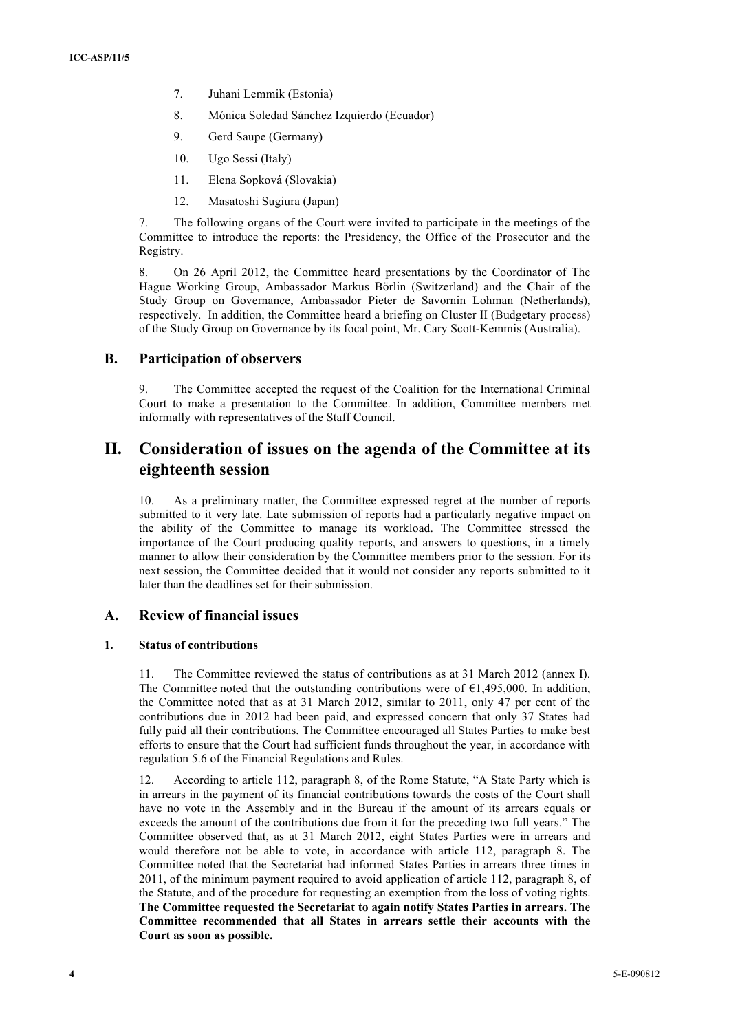7. Juhani Lemmik (Estonia)

8. Mónica Soledad Sánchez Izquierdo (Ecuador)

9. Gerd Saupe (Germany)

10. Ugo Sessi (Italy)

11. Elena Sopková (Slovakia)

12. Masatoshi Sugiura (Japan)

7. The following organs of the Court were invited to participate in the meetings of the Committee to introduce the reports: the Presidency, the Office of the Prosecutor and the Registry.

8. On 26 April 2012, the Committee heard presentations by the Coordinator of The Hague Working Group, Ambassador Markus Börlin (Switzerland) and the Chair of the Study Group on Governance, Ambassador Pieter de Savornin Lohman (Netherlands), respectively. In addition, the Committee heard a briefing on Cluster II (Budgetary process) of the Study Group on Governance by its focal point, Mr. Cary Scott-Kemmis (Australia).

## B. Participation of observers

9. The Committee accepted the request of the Coalition for the International Criminal Court to make a presentation to the Committee. In addition, Committee members met informally with representatives of the Staff Council.

# II. Consideration of issues on the agenda of the Committee at its eighteenth session

10. As a preliminary matter, the Committee expressed regret at the number of reports submitted to it very late. Late submission of reports had a particularly negative impact on the ability of the Committee to manage its workload. The Committee stressed the importance of the Court producing quality reports, and answers to questions, in a timely manner to allow their consideration by the Committee members prior to the session. For its next session, the Committee decided that it would not consider any reports submitted to it later than the deadlines set for their submission.

## A. Review of financial issues

### 1. Status of contributions

11. The Committee reviewed the status of contributions as at 31 March 2012 (annex I). The Committee noted that the outstanding contributions were of €1,495,000. In addition, the Committee noted that as at 31 March 2012, similar to 2011, only 47 per cent of the contributions due in 2012 had been paid, and expressed concern that only 37 States had fully paid all their contributions. The Committee encouraged all States Parties to make best efforts to ensure that the Court had sufficient funds throughout the year, in accordance with regulation 5.6 of the Financial Regulations and Rules.

12. According to article 112, paragraph 8, of the Rome Statute, "A State Party which is in arrears in the payment of its financial contributions towards the costs of the Court shall have no vote in the Assembly and in the Bureau if the amount of its arrears equals or exceeds the amount of the contributions due from it for the preceding two full years." The Committee observed that, as at 31 March 2012, eight States Parties were in arrears and would therefore not be able to vote, in accordance with article 112, paragraph 8. The Committee noted that the Secretariat had informed States Parties in arrears three times in 2011, of the minimum payment required to avoid application of article 112, paragraph 8, of the Statute, and of the procedure for requesting an exemption from the loss of voting rights. **The Committee requested the Secretariat to again notify States Parties in arrears. The Committee recommended that all States in arrears settle their accounts with the Court as soon as possible.**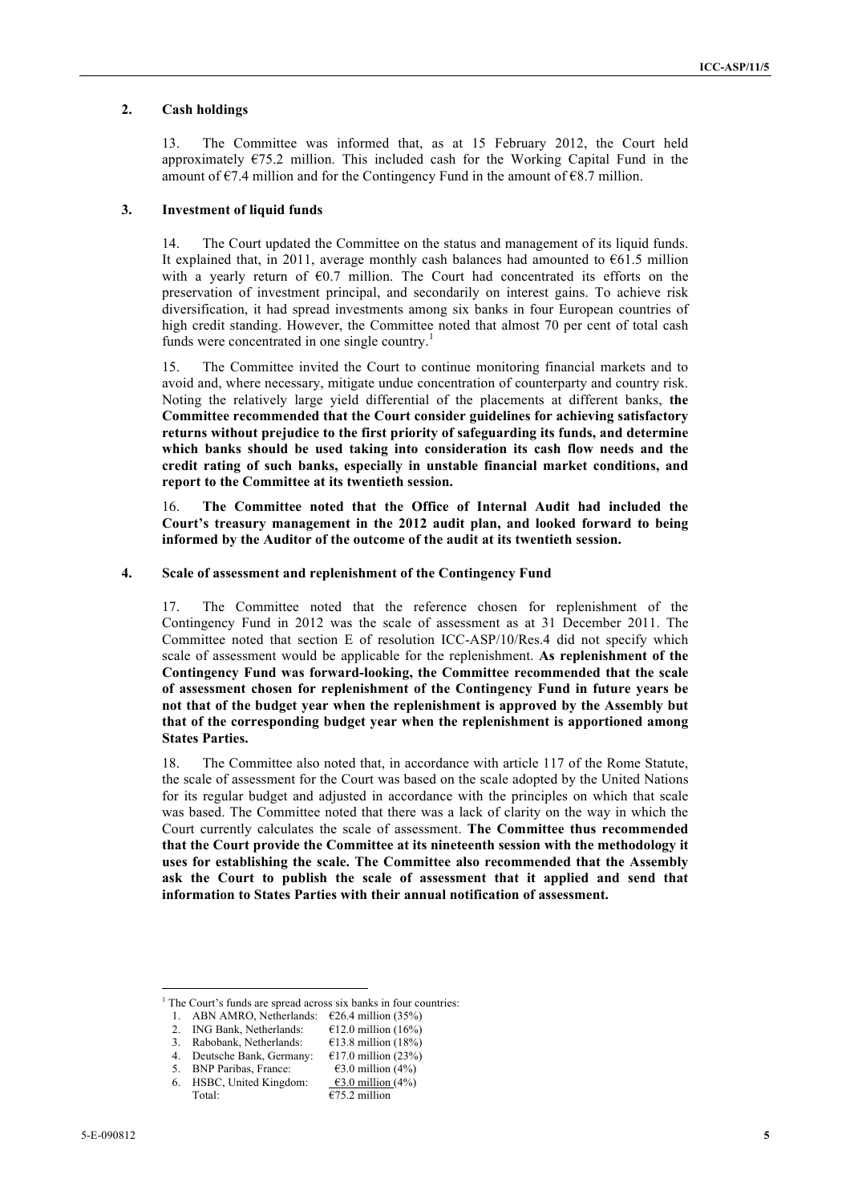## 2. Cash holdings

13. The Committee was informed that, as at 15 February 2012, the Court held approximately €75.2 million. This included cash for the Working Capital Fund in the amount of €7.4 million and for the Contingency Fund in the amount of €8.7 million.

## 3. Investment of liquid funds

14. The Court updated the Committee on the status and management of its liquid funds. It explained that, in 2011, average monthly cash balances had amounted to €61.5 million with a yearly return of €0.7 million. The Court had concentrated its efforts on the preservation of investment principal, and secondarily on interest gains. To achieve risk diversification, it had spread investments among six banks in four European countries of high credit standing. However, the Committee noted that almost 70 per cent of total cash funds were concentrated in one single country.[1]

15. The Committee invited the Court to continue monitoring financial markets and to avoid and, where necessary, mitigate undue concentration of counterparty and country risk. Noting the relatively large yield differential of the placements at different banks, **the Committee recommended that the Court consider guidelines for achieving satisfactory returns without prejudice to the first priority of safeguarding its funds, and determine which banks should be used taking into consideration its cash flow needs and the credit rating of such banks, especially in unstable financial market conditions, and report to the Committee at its twentieth session.**

16. **The Committee noted that the Office of Internal Audit had included the Court's treasury management in the 2012 audit plan, and looked forward to being informed by the Auditor of the outcome of the audit at its twentieth session.**

## 4. Scale of assessment and replenishment of the Contingency Fund

17. The Committee noted that the reference chosen for replenishment of the Contingency Fund in 2012 was the scale of assessment as at 31 December 2011. The Committee noted that section E of resolution ICC-ASP/10/Res.4 did not specify which scale of assessment would be applicable for the replenishment. **As replenishment of the Contingency Fund was forward-looking, the Committee recommended that the scale of assessment chosen for replenishment of the Contingency Fund in future years be not that of the budget year when the replenishment is approved by the Assembly but that of the corresponding budget year when the replenishment is apportioned among States Parties.**

18. The Committee also noted that, in accordance with article 117 of the Rome Statute, the scale of assessment for the Court was based on the scale adopted by the United Nations for its regular budget and adjusted in accordance with the principles on which that scale was based. The Committee noted that there was a lack of clarity on the way in which the Court currently calculates the scale of assessment. **The Committee thus recommended that the Court provide the Committee at its nineteenth session with the methodology it uses for establishing the scale. The Committee also recommended that the Assembly ask the Court to publish the scale of assessment that it applied and send that information to States Parties with their annual notification of assessment.**

---

[1] The Court's funds are spread across six banks in four countries:

1. ABN AMRO, Netherlands: €26.4 million (35%)
2. ING Bank, Netherlands: €12.0 million (16%)
3. Rabobank, Netherlands: €13.8 million (18%)
4. Deutsche Bank, Germany: €17.0 million (23%)
5. BNP Paribas, France: €3.0 million (4%)
6. HSBC, United Kingdom: €3.0 million (4%)

Total: €75.2 million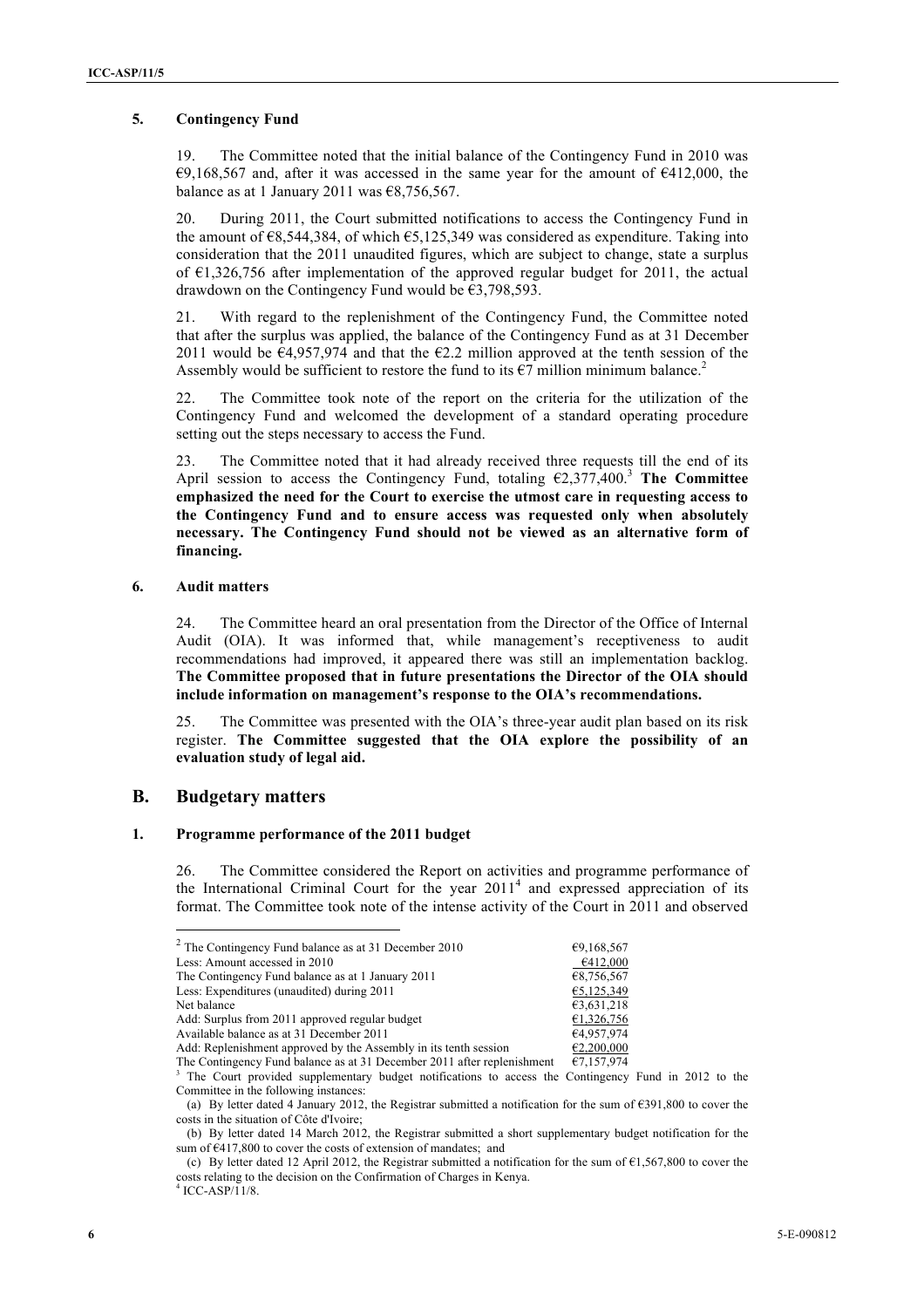### 5. Contingency Fund

19. The Committee noted that the initial balance of the Contingency Fund in 2010 was €9,168,567 and, after it was accessed in the same year for the amount of €412,000, the balance as at 1 January 2011 was €8,756,567.

20. During 2011, the Court submitted notifications to access the Contingency Fund in the amount of €8,544,384, of which €5,125,349 was considered as expenditure. Taking into consideration that the 2011 unaudited figures, which are subject to change, state a surplus of €1,326,756 after implementation of the approved regular budget for 2011, the actual drawdown on the Contingency Fund would be €3,798,593.

21. With regard to the replenishment of the Contingency Fund, the Committee noted that after the surplus was applied, the balance of the Contingency Fund as at 31 December 2011 would be €4,957,974 and that the €2.2 million approved at the tenth session of the Assembly would be sufficient to restore the fund to its €7 million minimum balance.[2]

22. The Committee took note of the report on the criteria for the utilization of the Contingency Fund and welcomed the development of a standard operating procedure setting out the steps necessary to access the Fund.

23. The Committee noted that it had already received three requests till the end of its April session to access the Contingency Fund, totaling €2,377,400.[3] **The Committee emphasized the need for the Court to exercise the utmost care in requesting access to the Contingency Fund and to ensure access was requested only when absolutely necessary. The Contingency Fund should not be viewed as an alternative form of financing.**

### 6. Audit matters

24. The Committee heard an oral presentation from the Director of the Office of Internal Audit (OIA). It was informed that, while management's receptiveness to audit recommendations had improved, it appeared there was still an implementation backlog. **The Committee proposed that in future presentations the Director of the OIA should include information on management's response to the OIA's recommendations.**

25. The Committee was presented with the OIA's three-year audit plan based on its risk register. **The Committee suggested that the OIA explore the possibility of an evaluation study of legal aid.**

## B. Budgetary matters

### 1. Programme performance of the 2011 budget

26. The Committee considered the Report on activities and programme performance of the International Criminal Court for the year 2011[4] and expressed appreciation of its format. The Committee took note of the intense activity of the Court in 2011 and observed

---

[2]

| | |
|---|---|
| The Contingency Fund balance as at 31 December 2010 | €9,168,567 |
| Less: Amount accessed in 2010 | €412,000 |
| The Contingency Fund balance as at 1 January 2011 | €8,756,567 |
| Less: Expenditures (unaudited) during 2011 | €5,125,349 |
| Net balance | €3,631,218 |
| Add: Surplus from 2011 approved regular budget | €1,326,756 |
| Available balance as at 31 December 2011 | €4,957,974 |
| Add: Replenishment approved by the Assembly in its tenth session | €2,200,000 |
| The Contingency Fund balance as at 31 December 2011 after replenishment | €7,157,974 |

[3] The Court provided supplementary budget notifications to access the Contingency Fund in 2012 to the Committee in the following instances:

(a) By letter dated 4 January 2012, the Registrar submitted a notification for the sum of €391,800 to cover the costs in the situation of Côte d'Ivoire;

(b) By letter dated 14 March 2012, the Registrar submitted a short supplementary budget notification for the sum of €417,800 to cover the costs of extension of mandates; and

(c) By letter dated 12 April 2012, the Registrar submitted a notification for the sum of €1,567,800 to cover the costs relating to the decision on the Confirmation of Charges in Kenya.

[4] ICC-ASP/11/8.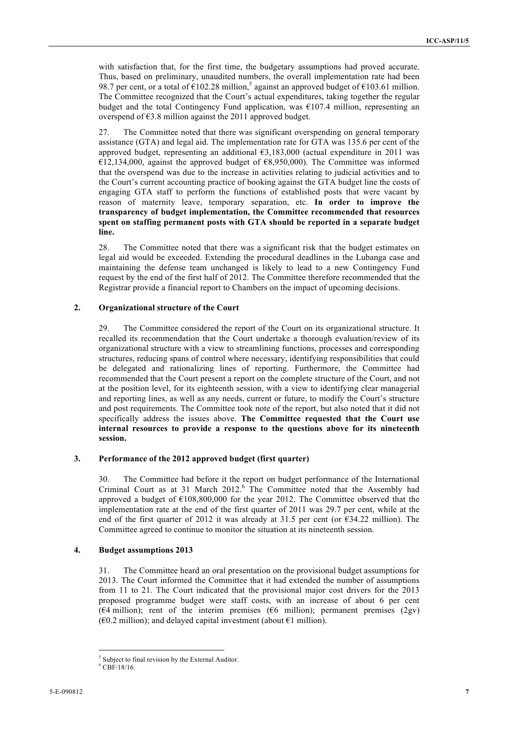with satisfaction that, for the first time, the budgetary assumptions had proved accurate. Thus, based on preliminary, unaudited numbers, the overall implementation rate had been 98.7 per cent, or a total of €102.28 million,[5] against an approved budget of €103.61 million. The Committee recognized that the Court's actual expenditures, taking together the regular budget and the total Contingency Fund application, was €107.4 million, representing an overspend of €3.8 million against the 2011 approved budget.

27. The Committee noted that there was significant overspending on general temporary assistance (GTA) and legal aid. The implementation rate for GTA was 135.6 per cent of the approved budget, representing an additional €3,183,000 (actual expenditure in 2011 was €12,134,000, against the approved budget of €8,950,000). The Committee was informed that the overspend was due to the increase in activities relating to judicial activities and to the Court's current accounting practice of booking against the GTA budget line the costs of engaging GTA staff to perform the functions of established posts that were vacant by reason of maternity leave, temporary separation, etc. **In order to improve the transparency of budget implementation, the Committee recommended that resources spent on staffing permanent posts with GTA should be reported in a separate budget line.**

28. The Committee noted that there was a significant risk that the budget estimates on legal aid would be exceeded. Extending the procedural deadlines in the Lubanga case and maintaining the defense team unchanged is likely to lead to a new Contingency Fund request by the end of the first half of 2012. The Committee therefore recommended that the Registrar provide a financial report to Chambers on the impact of upcoming decisions.

### 2. Organizational structure of the Court

29. The Committee considered the report of the Court on its organizational structure. It recalled its recommendation that the Court undertake a thorough evaluation/review of its organizational structure with a view to streamlining functions, processes and corresponding structures, reducing spans of control where necessary, identifying responsibilities that could be delegated and rationalizing lines of reporting. Furthermore, the Committee had recommended that the Court present a report on the complete structure of the Court, and not at the position level, for its eighteenth session, with a view to identifying clear managerial and reporting lines, as well as any needs, current or future, to modify the Court's structure and post requirements. The Committee took note of the report, but also noted that it did not specifically address the issues above. **The Committee requested that the Court use internal resources to provide a response to the questions above for its nineteenth session.**

### 3. Performance of the 2012 approved budget (first quarter)

30. The Committee had before it the report on budget performance of the International Criminal Court as at 31 March 2012.[6] The Committee noted that the Assembly had approved a budget of €108,800,000 for the year 2012. The Committee observed that the implementation rate at the end of the first quarter of 2011 was 29.7 per cent, while at the end of the first quarter of 2012 it was already at 31.5 per cent (or €34.22 million). The Committee agreed to continue to monitor the situation at its nineteenth session.

### 4. Budget assumptions 2013

31. The Committee heard an oral presentation on the provisional budget assumptions for 2013. The Court informed the Committee that it had extended the number of assumptions from 11 to 21. The Court indicated that the provisional major cost drivers for the 2013 proposed programme budget were staff costs, with an increase of about 6 per cent (€4 million); rent of the interim premises (€6 million); permanent premises (2gv) (€0.2 million); and delayed capital investment (about €1 million).

---

[5] Subject to final revision by the External Auditor.

[6] CBF/18/16.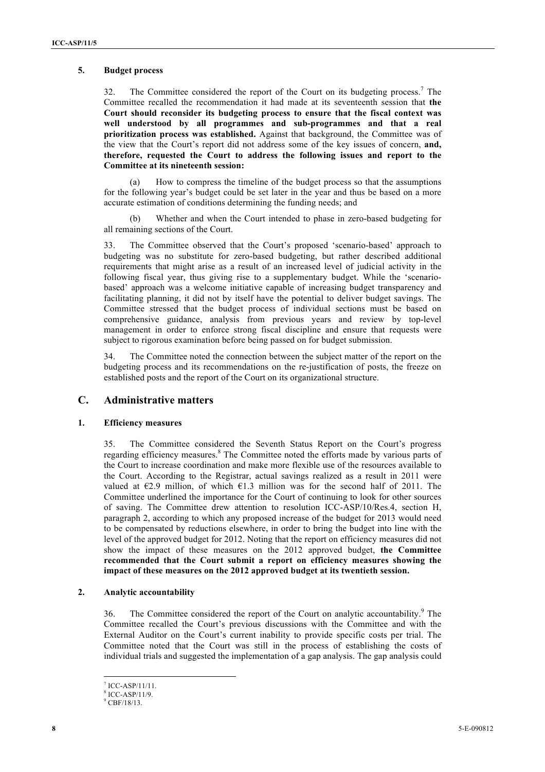### 5. Budget process

32. The Committee considered the report of the Court on its budgeting process.[7] The Committee recalled the recommendation it had made at its seventeenth session that **the Court should reconsider its budgeting process to ensure that the fiscal context was well understood by all programmes and sub-programmes and that a real prioritization process was established.** Against that background, the Committee was of the view that the Court's report did not address some of the key issues of concern, **and, therefore, requested the Court to address the following issues and report to the Committee at its nineteenth session:**

(a) How to compress the timeline of the budget process so that the assumptions for the following year's budget could be set later in the year and thus be based on a more accurate estimation of conditions determining the funding needs; and

(b) Whether and when the Court intended to phase in zero-based budgeting for all remaining sections of the Court.

33. The Committee observed that the Court's proposed 'scenario-based' approach to budgeting was no substitute for zero-based budgeting, but rather described additional requirements that might arise as a result of an increased level of judicial activity in the following fiscal year, thus giving rise to a supplementary budget. While the 'scenario-based' approach was a welcome initiative capable of increasing budget transparency and facilitating planning, it did not by itself have the potential to deliver budget savings. The Committee stressed that the budget process of individual sections must be based on comprehensive guidance, analysis from previous years and review by top-level management in order to enforce strong fiscal discipline and ensure that requests were subject to rigorous examination before being passed on for budget submission.

34. The Committee noted the connection between the subject matter of the report on the budgeting process and its recommendations on the re-justification of posts, the freeze on established posts and the report of the Court on its organizational structure.

## C. Administrative matters

### 1. Efficiency measures

35. The Committee considered the Seventh Status Report on the Court's progress regarding efficiency measures.[8] The Committee noted the efforts made by various parts of the Court to increase coordination and make more flexible use of the resources available to the Court. According to the Registrar, actual savings realized as a result in 2011 were valued at €2.9 million, of which €1.3 million was for the second half of 2011. The Committee underlined the importance for the Court of continuing to look for other sources of saving. The Committee drew attention to resolution ICC-ASP/10/Res.4, section H, paragraph 2, according to which any proposed increase of the budget for 2013 would need to be compensated by reductions elsewhere, in order to bring the budget into line with the level of the approved budget for 2012. Noting that the report on efficiency measures did not show the impact of these measures on the 2012 approved budget, **the Committee recommended that the Court submit a report on efficiency measures showing the impact of these measures on the 2012 approved budget at its twentieth session.**

### 2. Analytic accountability

36. The Committee considered the report of the Court on analytic accountability.[9] The Committee recalled the Court's previous discussions with the Committee and with the External Auditor on the Court's current inability to provide specific costs per trial. The Committee noted that the Court was still in the process of establishing the costs of individual trials and suggested the implementation of a gap analysis. The gap analysis could

---

[7] ICC-ASP/11/11.

[8] ICC-ASP/11/9.

[9] CBF/18/13.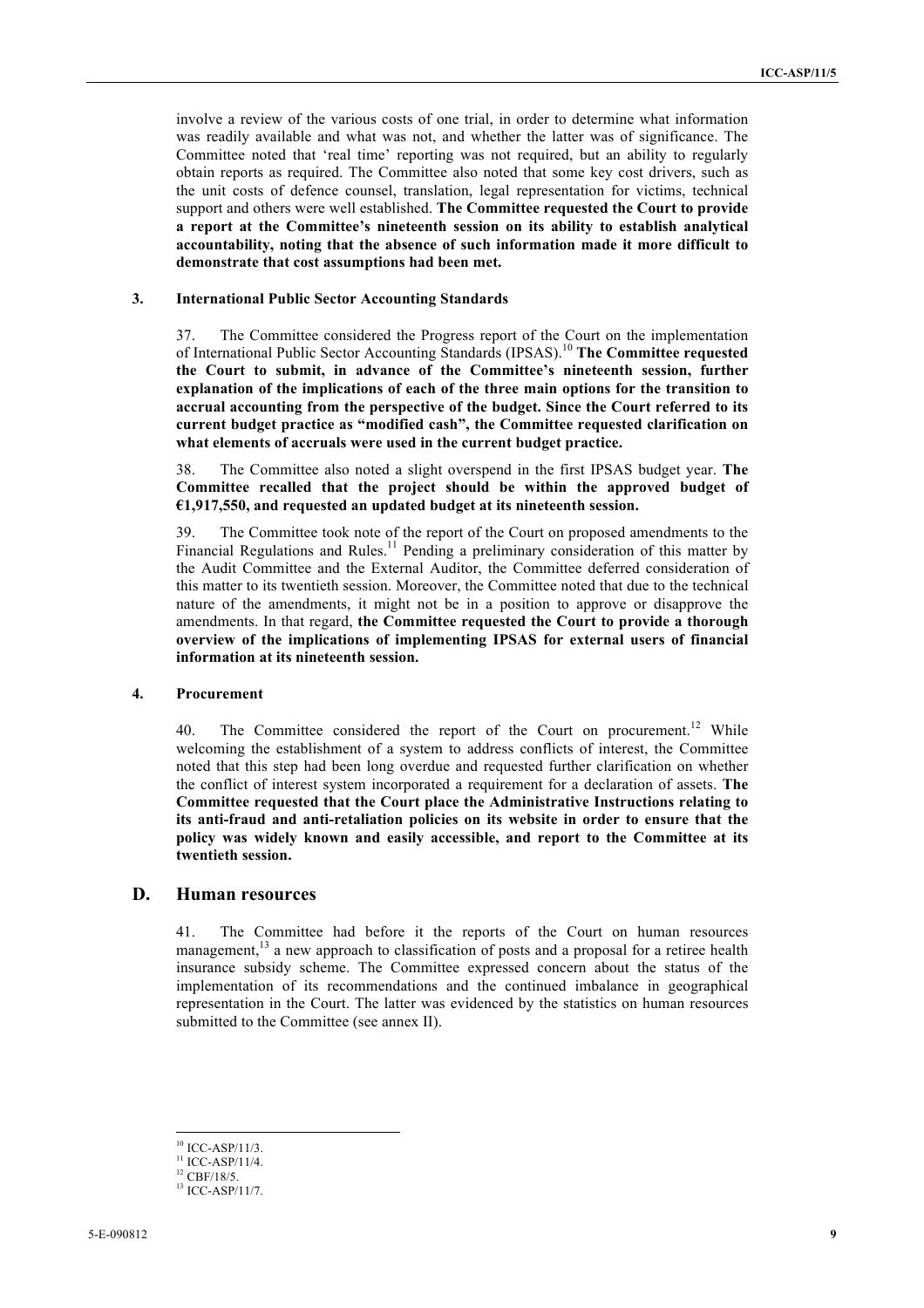involve a review of the various costs of one trial, in order to determine what information was readily available and what was not, and whether the latter was of significance. The Committee noted that 'real time' reporting was not required, but an ability to regularly obtain reports as required. The Committee also noted that some key cost drivers, such as the unit costs of defence counsel, translation, legal representation for victims, technical support and others were well established. **The Committee requested the Court to provide a report at the Committee's nineteenth session on its ability to establish analytical accountability, noting that the absence of such information made it more difficult to demonstrate that cost assumptions had been met.**

### 3. International Public Sector Accounting Standards

37. The Committee considered the Progress report of the Court on the implementation of International Public Sector Accounting Standards (IPSAS).[10] **The Committee requested the Court to submit, in advance of the Committee's nineteenth session, further explanation of the implications of each of the three main options for the transition to accrual accounting from the perspective of the budget. Since the Court referred to its current budget practice as "modified cash", the Committee requested clarification on what elements of accruals were used in the current budget practice.**

38. The Committee also noted a slight overspend in the first IPSAS budget year. **The Committee recalled that the project should be within the approved budget of €1,917,550, and requested an updated budget at its nineteenth session.**

39. The Committee took note of the report of the Court on proposed amendments to the Financial Regulations and Rules.[11] Pending a preliminary consideration of this matter by the Audit Committee and the External Auditor, the Committee deferred consideration of this matter to its twentieth session. Moreover, the Committee noted that due to the technical nature of the amendments, it might not be in a position to approve or disapprove the amendments. In that regard, **the Committee requested the Court to provide a thorough overview of the implications of implementing IPSAS for external users of financial information at its nineteenth session.**

### 4. Procurement

40. The Committee considered the report of the Court on procurement.[12] While welcoming the establishment of a system to address conflicts of interest, the Committee noted that this step had been long overdue and requested further clarification on whether the conflict of interest system incorporated a requirement for a declaration of assets. **The Committee requested that the Court place the Administrative Instructions relating to its anti-fraud and anti-retaliation policies on its website in order to ensure that the policy was widely known and easily accessible, and report to the Committee at its twentieth session.**

## D. Human resources

41. The Committee had before it the reports of the Court on human resources management,[13] a new approach to classification of posts and a proposal for a retiree health insurance subsidy scheme. The Committee expressed concern about the status of the implementation of its recommendations and the continued imbalance in geographical representation in the Court. The latter was evidenced by the statistics on human resources submitted to the Committee (see annex II).

---

[10] ICC-ASP/11/3.

[11] ICC-ASP/11/4.

[12] CBF/18/5.

[13] ICC-ASP/11/7.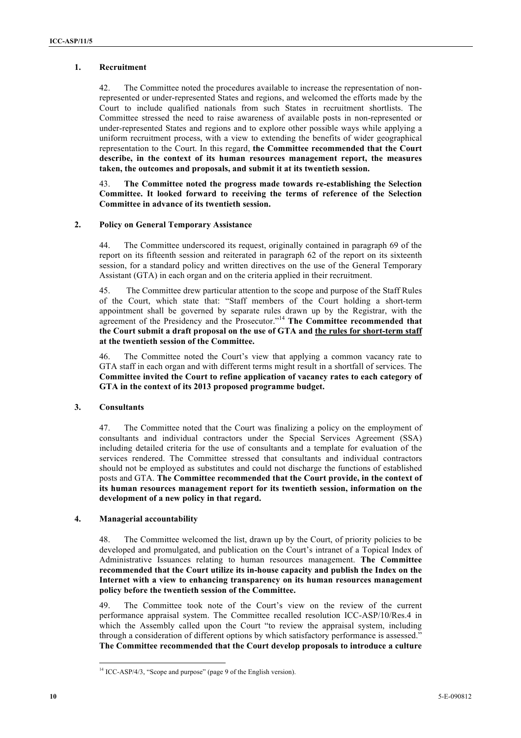### 1. Recruitment

42. The Committee noted the procedures available to increase the representation of non-represented or under-represented States and regions, and welcomed the efforts made by the Court to include qualified nationals from such States in recruitment shortlists. The Committee stressed the need to raise awareness of available posts in non-represented or under-represented States and regions and to explore other possible ways while applying a uniform recruitment process, with a view to extending the benefits of wider geographical representation to the Court. In this regard, **the Committee recommended that the Court describe, in the context of its human resources management report, the measures taken, the outcomes and proposals, and submit it at its twentieth session.**

43. **The Committee noted the progress made towards re-establishing the Selection Committee. It looked forward to receiving the terms of reference of the Selection Committee in advance of its twentieth session.**

### 2. Policy on General Temporary Assistance

44. The Committee underscored its request, originally contained in paragraph 69 of the report on its fifteenth session and reiterated in paragraph 62 of the report on its sixteenth session, for a standard policy and written directives on the use of the General Temporary Assistant (GTA) in each organ and on the criteria applied in their recruitment.

45. The Committee drew particular attention to the scope and purpose of the Staff Rules of the Court, which state that: "Staff members of the Court holding a short-term appointment shall be governed by separate rules drawn up by the Registrar, with the agreement of the Presidency and the Prosecutor."[14] **The Committee recommended that the Court submit a draft proposal on the use of GTA and <u>the rules for short-term staff</u> at the twentieth session of the Committee.**

46. The Committee noted the Court's view that applying a common vacancy rate to GTA staff in each organ and with different terms might result in a shortfall of services. The **Committee invited the Court to refine application of vacancy rates to each category of GTA in the context of its 2013 proposed programme budget.**

### 3. Consultants

47. The Committee noted that the Court was finalizing a policy on the employment of consultants and individual contractors under the Special Services Agreement (SSA) including detailed criteria for the use of consultants and a template for evaluation of the services rendered. The Committee stressed that consultants and individual contractors should not be employed as substitutes and could not discharge the functions of established posts and GTA. **The Committee recommended that the Court provide, in the context of its human resources management report for its twentieth session, information on the development of a new policy in that regard.**

### 4. Managerial accountability

48. The Committee welcomed the list, drawn up by the Court, of priority policies to be developed and promulgated, and publication on the Court's intranet of a Topical Index of Administrative Issuances relating to human resources management. **The Committee recommended that the Court utilize its in-house capacity and publish the Index on the Internet with a view to enhancing transparency on its human resources management policy before the twentieth session of the Committee.**

49. The Committee took note of the Court's view on the review of the current performance appraisal system. The Committee recalled resolution ICC-ASP/10/Res.4 in which the Assembly called upon the Court "to review the appraisal system, including through a consideration of different options by which satisfactory performance is assessed." **The Committee recommended that the Court develop proposals to introduce a culture**

---

[14] ICC-ASP/4/3, "Scope and purpose" (page 9 of the English version).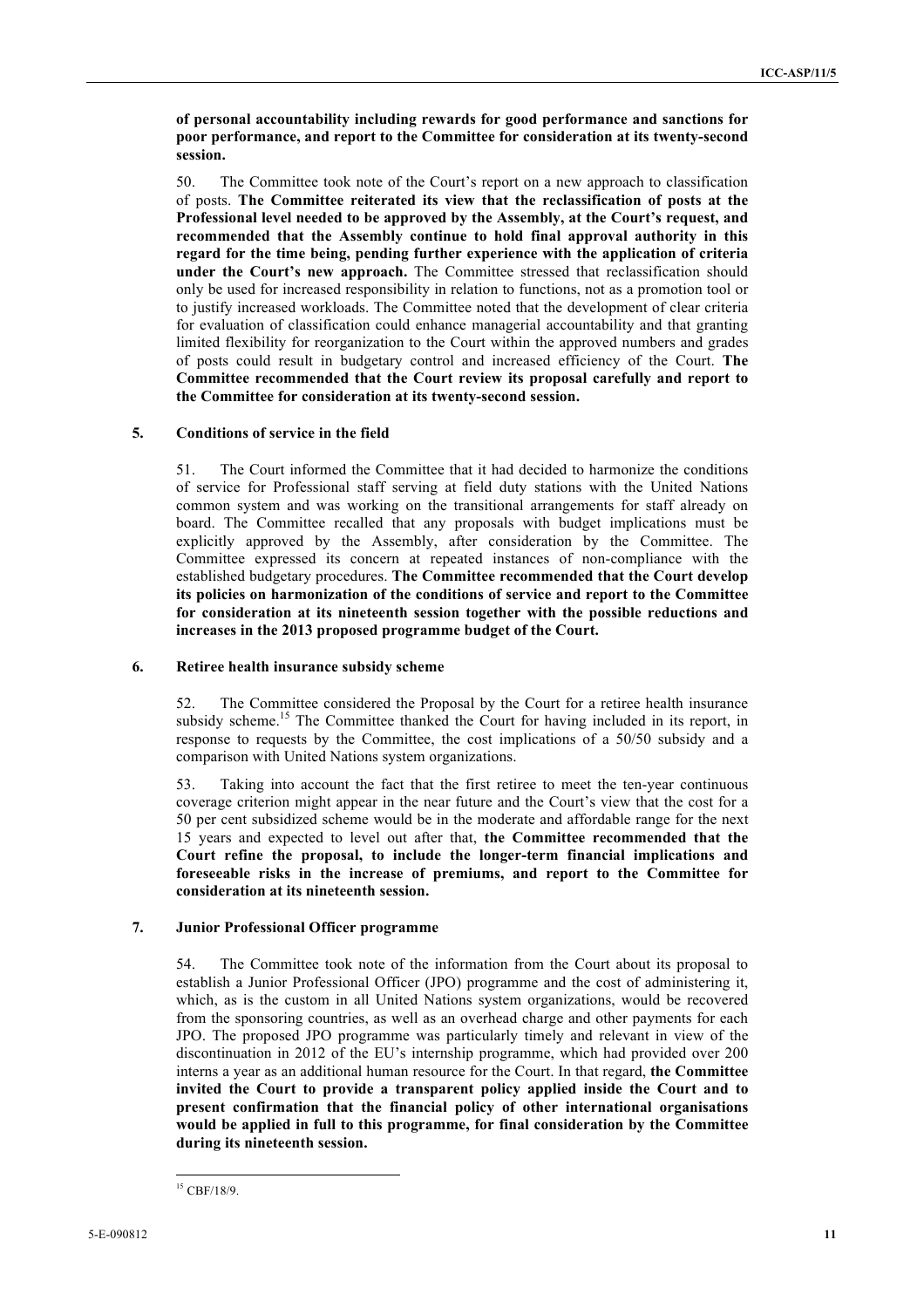**of personal accountability including rewards for good performance and sanctions for poor performance, and report to the Committee for consideration at its twenty-second session.**

50. The Committee took note of the Court's report on a new approach to classification of posts. **The Committee reiterated its view that the reclassification of posts at the Professional level needed to be approved by the Assembly, at the Court's request, and recommended that the Assembly continue to hold final approval authority in this regard for the time being, pending further experience with the application of criteria under the Court's new approach.** The Committee stressed that reclassification should only be used for increased responsibility in relation to functions, not as a promotion tool or to justify increased workloads. The Committee noted that the development of clear criteria for evaluation of classification could enhance managerial accountability and that granting limited flexibility for reorganization to the Court within the approved numbers and grades of posts could result in budgetary control and increased efficiency of the Court. **The Committee recommended that the Court review its proposal carefully and report to the Committee for consideration at its twenty-second session.**

### 5. Conditions of service in the field

51. The Court informed the Committee that it had decided to harmonize the conditions of service for Professional staff serving at field duty stations with the United Nations common system and was working on the transitional arrangements for staff already on board. The Committee recalled that any proposals with budget implications must be explicitly approved by the Assembly, after consideration by the Committee. The Committee expressed its concern at repeated instances of non-compliance with the established budgetary procedures. **The Committee recommended that the Court develop its policies on harmonization of the conditions of service and report to the Committee for consideration at its nineteenth session together with the possible reductions and increases in the 2013 proposed programme budget of the Court.**

### 6. Retiree health insurance subsidy scheme

52. The Committee considered the Proposal by the Court for a retiree health insurance subsidy scheme.[15] The Committee thanked the Court for having included in its report, in response to requests by the Committee, the cost implications of a 50/50 subsidy and a comparison with United Nations system organizations.

53. Taking into account the fact that the first retiree to meet the ten-year continuous coverage criterion might appear in the near future and the Court's view that the cost for a 50 per cent subsidized scheme would be in the moderate and affordable range for the next 15 years and expected to level out after that, **the Committee recommended that the Court refine the proposal, to include the longer-term financial implications and foreseeable risks in the increase of premiums, and report to the Committee for consideration at its nineteenth session.**

### 7. Junior Professional Officer programme

54. The Committee took note of the information from the Court about its proposal to establish a Junior Professional Officer (JPO) programme and the cost of administering it, which, as is the custom in all United Nations system organizations, would be recovered from the sponsoring countries, as well as an overhead charge and other payments for each JPO. The proposed JPO programme was particularly timely and relevant in view of the discontinuation in 2012 of the EU's internship programme, which had provided over 200 interns a year as an additional human resource for the Court. In that regard, **the Committee invited the Court to provide a transparent policy applied inside the Court and to present confirmation that the financial policy of other international organisations would be applied in full to this programme, for final consideration by the Committee during its nineteenth session.**

---

[15] CBF/18/9.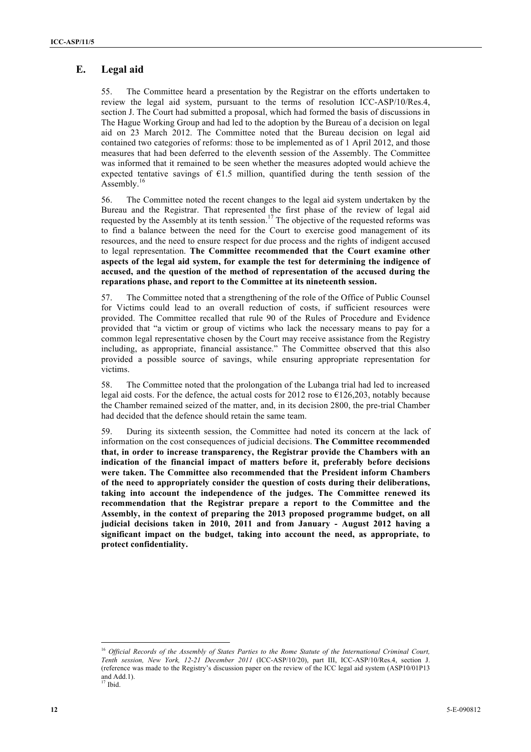## E. Legal aid

55. The Committee heard a presentation by the Registrar on the efforts undertaken to review the legal aid system, pursuant to the terms of resolution ICC-ASP/10/Res.4, section J. The Court had submitted a proposal, which had formed the basis of discussions in The Hague Working Group and had led to the adoption by the Bureau of a decision on legal aid on 23 March 2012. The Committee noted that the Bureau decision on legal aid contained two categories of reforms: those to be implemented as of 1 April 2012, and those measures that had been deferred to the eleventh session of the Assembly. The Committee was informed that it remained to be seen whether the measures adopted would achieve the expected tentative savings of €1.5 million, quantified during the tenth session of the Assembly.[16]

56. The Committee noted the recent changes to the legal aid system undertaken by the Bureau and the Registrar. That represented the first phase of the review of legal aid requested by the Assembly at its tenth session.[17] The objective of the requested reforms was to find a balance between the need for the Court to exercise good management of its resources, and the need to ensure respect for due process and the rights of indigent accused to legal representation. **The Committee recommended that the Court examine other aspects of the legal aid system, for example the test for determining the indigence of accused, and the question of the method of representation of the accused during the reparations phase, and report to the Committee at its nineteenth session.**

57. The Committee noted that a strengthening of the role of the Office of Public Counsel for Victims could lead to an overall reduction of costs, if sufficient resources were provided. The Committee recalled that rule 90 of the Rules of Procedure and Evidence provided that "a victim or group of victims who lack the necessary means to pay for a common legal representative chosen by the Court may receive assistance from the Registry including, as appropriate, financial assistance." The Committee observed that this also provided a possible source of savings, while ensuring appropriate representation for victims.

58. The Committee noted that the prolongation of the Lubanga trial had led to increased legal aid costs. For the defence, the actual costs for 2012 rose to €126,203, notably because the Chamber remained seized of the matter, and, in its decision 2800, the pre-trial Chamber had decided that the defence should retain the same team.

59. During its sixteenth session, the Committee had noted its concern at the lack of information on the cost consequences of judicial decisions. **The Committee recommended that, in order to increase transparency, the Registrar provide the Chambers with an indication of the financial impact of matters before it, preferably before decisions were taken. The Committee also recommended that the President inform Chambers of the need to appropriately consider the question of costs during their deliberations, taking into account the independence of the judges. The Committee renewed its recommendation that the Registrar prepare a report to the Committee and the Assembly, in the context of preparing the 2013 proposed programme budget, on all judicial decisions taken in 2010, 2011 and from January - August 2012 having a significant impact on the budget, taking into account the need, as appropriate, to protect confidentiality.**

---

[16] *Official Records of the Assembly of States Parties to the Rome Statute of the International Criminal Court, Tenth session, New York, 12-21 December 2011* (ICC-ASP/10/20), part III, ICC-ASP/10/Res.4, section J. (reference was made to the Registry's discussion paper on the review of the ICC legal aid system (ASP10/01P13 and Add.1).

[17] Ibid.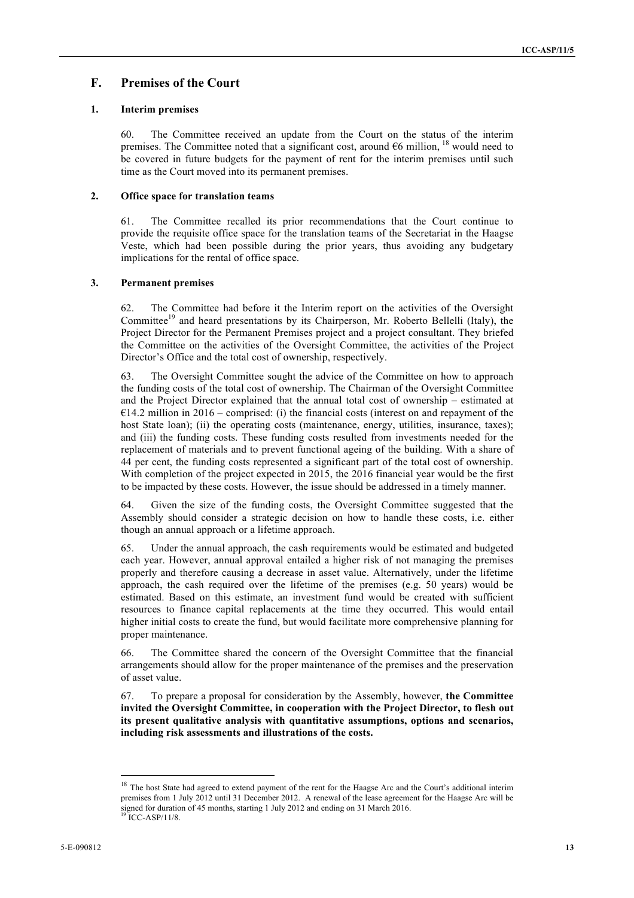## F. Premises of the Court

### 1. Interim premises

60. The Committee received an update from the Court on the status of the interim premises. The Committee noted that a significant cost, around €6 million, [18] would need to be covered in future budgets for the payment of rent for the interim premises until such time as the Court moved into its permanent premises.

### 2. Office space for translation teams

61. The Committee recalled its prior recommendations that the Court continue to provide the requisite office space for the translation teams of the Secretariat in the Haagse Veste, which had been possible during the prior years, thus avoiding any budgetary implications for the rental of office space.

### 3. Permanent premises

62. The Committee had before it the Interim report on the activities of the Oversight Committee[19] and heard presentations by its Chairperson, Mr. Roberto Bellelli (Italy), the Project Director for the Permanent Premises project and a project consultant. They briefed the Committee on the activities of the Oversight Committee, the activities of the Project Director's Office and the total cost of ownership, respectively.

63. The Oversight Committee sought the advice of the Committee on how to approach the funding costs of the total cost of ownership. The Chairman of the Oversight Committee and the Project Director explained that the annual total cost of ownership – estimated at €14.2 million in 2016 – comprised: (i) the financial costs (interest on and repayment of the host State loan); (ii) the operating costs (maintenance, energy, utilities, insurance, taxes); and (iii) the funding costs. These funding costs resulted from investments needed for the replacement of materials and to prevent functional ageing of the building. With a share of 44 per cent, the funding costs represented a significant part of the total cost of ownership. With completion of the project expected in 2015, the 2016 financial year would be the first to be impacted by these costs. However, the issue should be addressed in a timely manner.

64. Given the size of the funding costs, the Oversight Committee suggested that the Assembly should consider a strategic decision on how to handle these costs, i.e. either though an annual approach or a lifetime approach.

65. Under the annual approach, the cash requirements would be estimated and budgeted each year. However, annual approval entailed a higher risk of not managing the premises properly and therefore causing a decrease in asset value. Alternatively, under the lifetime approach, the cash required over the lifetime of the premises (e.g. 50 years) would be estimated. Based on this estimate, an investment fund would be created with sufficient resources to finance capital replacements at the time they occurred. This would entail higher initial costs to create the fund, but would facilitate more comprehensive planning for proper maintenance.

66. The Committee shared the concern of the Oversight Committee that the financial arrangements should allow for the proper maintenance of the premises and the preservation of asset value.

67. To prepare a proposal for consideration by the Assembly, however, **the Committee invited the Oversight Committee, in cooperation with the Project Director, to flesh out its present qualitative analysis with quantitative assumptions, options and scenarios, including risk assessments and illustrations of the costs.**

---

[18] The host State had agreed to extend payment of the rent for the Haagse Arc and the Court's additional interim premises from 1 July 2012 until 31 December 2012. A renewal of the lease agreement for the Haagse Arc will be signed for duration of 45 months, starting 1 July 2012 and ending on 31 March 2016.

[19] ICC-ASP/11/8.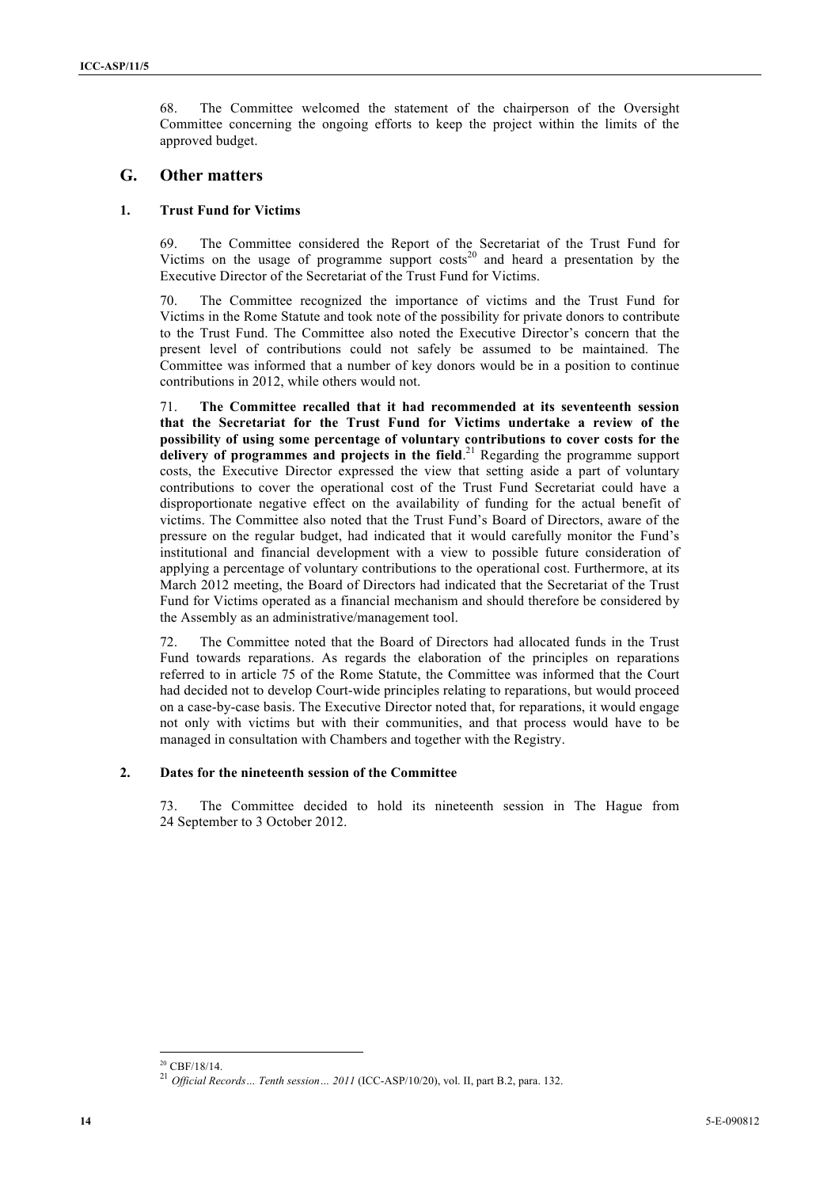68. The Committee welcomed the statement of the chairperson of the Oversight Committee concerning the ongoing efforts to keep the project within the limits of the approved budget.

## G. Other matters

### 1. Trust Fund for Victims

69. The Committee considered the Report of the Secretariat of the Trust Fund for Victims on the usage of programme support costs[20] and heard a presentation by the Executive Director of the Secretariat of the Trust Fund for Victims.

70. The Committee recognized the importance of victims and the Trust Fund for Victims in the Rome Statute and took note of the possibility for private donors to contribute to the Trust Fund. The Committee also noted the Executive Director's concern that the present level of contributions could not safely be assumed to be maintained. The Committee was informed that a number of key donors would be in a position to continue contributions in 2012, while others would not.

71. **The Committee recalled that it had recommended at its seventeenth session that the Secretariat for the Trust Fund for Victims undertake a review of the possibility of using some percentage of voluntary contributions to cover costs for the delivery of programmes and projects in the field**.[21] Regarding the programme support costs, the Executive Director expressed the view that setting aside a part of voluntary contributions to cover the operational cost of the Trust Fund Secretariat could have a disproportionate negative effect on the availability of funding for the actual benefit of victims. The Committee also noted that the Trust Fund's Board of Directors, aware of the pressure on the regular budget, had indicated that it would carefully monitor the Fund's institutional and financial development with a view to possible future consideration of applying a percentage of voluntary contributions to the operational cost. Furthermore, at its March 2012 meeting, the Board of Directors had indicated that the Secretariat of the Trust Fund for Victims operated as a financial mechanism and should therefore be considered by the Assembly as an administrative/management tool.

72. The Committee noted that the Board of Directors had allocated funds in the Trust Fund towards reparations. As regards the elaboration of the principles on reparations referred to in article 75 of the Rome Statute, the Committee was informed that the Court had decided not to develop Court-wide principles relating to reparations, but would proceed on a case-by-case basis. The Executive Director noted that, for reparations, it would engage not only with victims but with their communities, and that process would have to be managed in consultation with Chambers and together with the Registry.

### 2. Dates for the nineteenth session of the Committee

73. The Committee decided to hold its nineteenth session in The Hague from 24 September to 3 October 2012.

---

[20] CBF/18/14.

[21] *Official Records… Tenth session… 2011* (ICC-ASP/10/20), vol. II, part B.2, para. 132.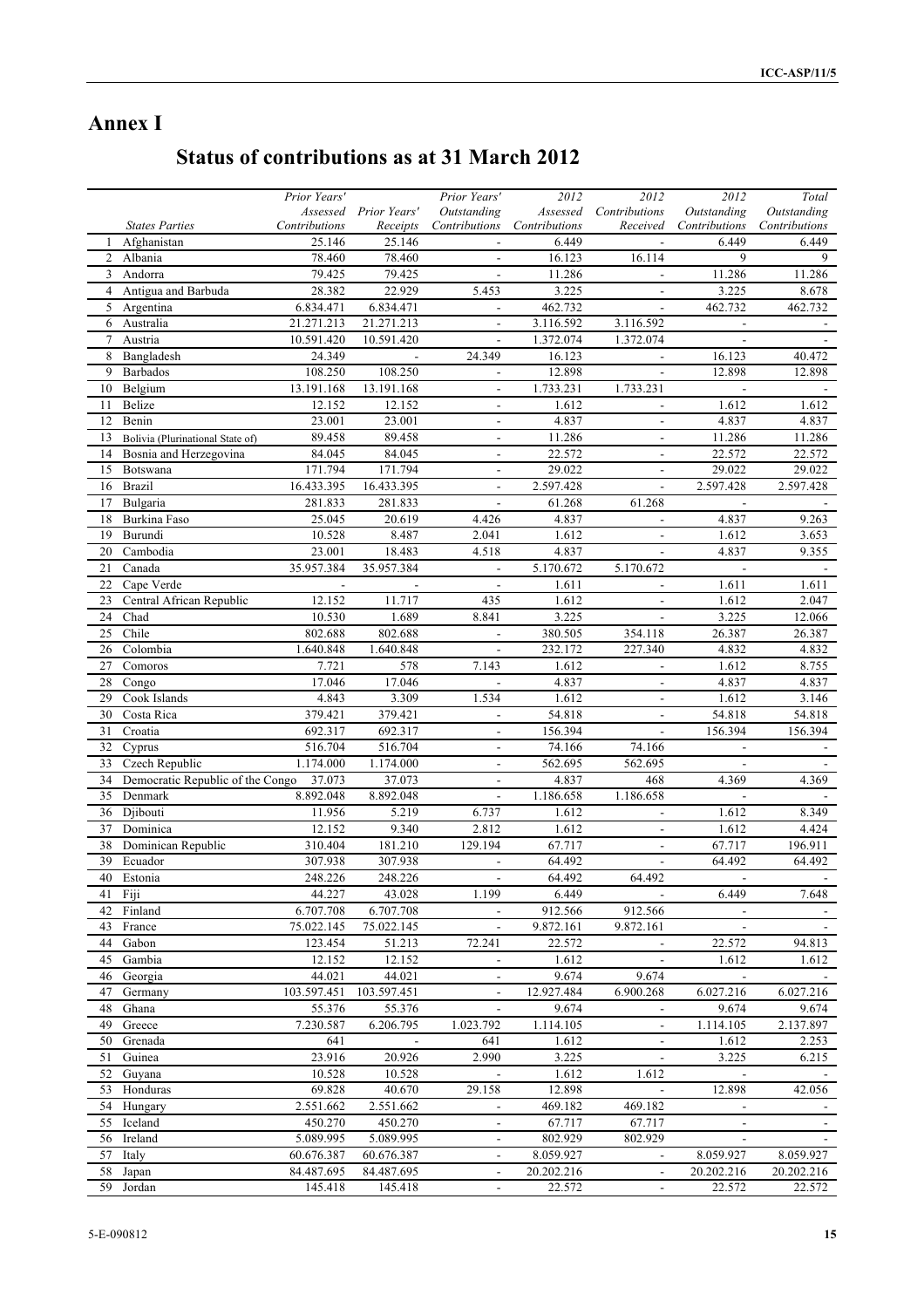# Annex I

## Status of contributions as at 31 March 2012

| | *States Parties* | *Prior Years' Assessed Contributions* | *Prior Years' Receipts* | *Prior Years' Outstanding Contributions* | *2012 Assessed Contributions* | *2012 Contributions Received* | *2012 Outstanding Contributions* | *Total Outstanding Contributions* |
|---|---|---|---|---|---|---|---|---|
| 1 | Afghanistan | 25.146 | 25.146 | - | 6.449 | - | 6.449 | 6.449 |
| 2 | Albania | 78.460 | 78.460 | - | 16.123 | 16.114 | 9 | 9 |
| 3 | Andorra | 79.425 | 79.425 | - | 11.286 | - | 11.286 | 11.286 |
| 4 | Antigua and Barbuda | 28.382 | 22.929 | 5.453 | 3.225 | - | 3.225 | 8.678 |
| 5 | Argentina | 6.834.471 | 6.834.471 | - | 462.732 | - | 462.732 | 462.732 |
| 6 | Australia | 21.271.213 | 21.271.213 | - | 3.116.592 | 3.116.592 | - | - |
| 7 | Austria | 10.591.420 | 10.591.420 | - | 1.372.074 | 1.372.074 | - | - |
| 8 | Bangladesh | 24.349 | - | 24.349 | 16.123 | - | 16.123 | 40.472 |
| 9 | Barbados | 108.250 | 108.250 | - | 12.898 | - | 12.898 | 12.898 |
| 10 | Belgium | 13.191.168 | 13.191.168 | - | 1.733.231 | 1.733.231 | - | - |
| 11 | Belize | 12.152 | 12.152 | - | 1.612 | - | 1.612 | 1.612 |
| 12 | Benin | 23.001 | 23.001 | - | 4.837 | - | 4.837 | 4.837 |
| 13 | Bolivia (Plurinational State of) | 89.458 | 89.458 | - | 11.286 | - | 11.286 | 11.286 |
| 14 | Bosnia and Herzegovina | 84.045 | 84.045 | - | 22.572 | - | 22.572 | 22.572 |
| 15 | Botswana | 171.794 | 171.794 | - | 29.022 | - | 29.022 | 29.022 |
| 16 | Brazil | 16.433.395 | 16.433.395 | - | 2.597.428 | - | 2.597.428 | 2.597.428 |
| 17 | Bulgaria | 281.833 | 281.833 | - | 61.268 | 61.268 | - | - |
| 18 | Burkina Faso | 25.045 | 20.619 | 4.426 | 4.837 | - | 4.837 | 9.263 |
| 19 | Burundi | 10.528 | 8.487 | 2.041 | 1.612 | - | 1.612 | 3.653 |
| 20 | Cambodia | 23.001 | 18.483 | 4.518 | 4.837 | - | 4.837 | 9.355 |
| 21 | Canada | 35.957.384 | 35.957.384 | - | 5.170.672 | 5.170.672 | - | - |
| 22 | Cape Verde | - | - | - | 1.611 | - | 1.611 | 1.611 |
| 23 | Central African Republic | 12.152 | 11.717 | 435 | 1.612 | - | 1.612 | 2.047 |
| 24 | Chad | 10.530 | 1.689 | 8.841 | 3.225 | - | 3.225 | 12.066 |
| 25 | Chile | 802.688 | 802.688 | - | 380.505 | 354.118 | 26.387 | 26.387 |
| 26 | Colombia | 1.640.848 | 1.640.848 | - | 232.172 | 227.340 | 4.832 | 4.832 |
| 27 | Comoros | 7.721 | 578 | 7.143 | 1.612 | - | 1.612 | 8.755 |
| 28 | Congo | 17.046 | 17.046 | - | 4.837 | - | 4.837 | 4.837 |
| 29 | Cook Islands | 4.843 | 3.309 | 1.534 | 1.612 | - | 1.612 | 3.146 |
| 30 | Costa Rica | 379.421 | 379.421 | - | 54.818 | - | 54.818 | 54.818 |
| 31 | Croatia | 692.317 | 692.317 | - | 156.394 | - | 156.394 | 156.394 |
| 32 | Cyprus | 516.704 | 516.704 | - | 74.166 | 74.166 | - | - |
| 33 | Czech Republic | 1.174.000 | 1.174.000 | - | 562.695 | 562.695 | - | - |
| 34 | Democratic Republic of the Congo | 37.073 | 37.073 | - | 4.837 | 468 | 4.369 | 4.369 |
| 35 | Denmark | 8.892.048 | 8.892.048 | - | 1.186.658 | 1.186.658 | - | - |
| 36 | Djibouti | 11.956 | 5.219 | 6.737 | 1.612 | - | 1.612 | 8.349 |
| 37 | Dominica | 12.152 | 9.340 | 2.812 | 1.612 | - | 1.612 | 4.424 |
| 38 | Dominican Republic | 310.404 | 181.210 | 129.194 | 67.717 | - | 67.717 | 196.911 |
| 39 | Ecuador | 307.938 | 307.938 | - | 64.492 | - | 64.492 | 64.492 |
| 40 | Estonia | 248.226 | 248.226 | - | 64.492 | 64.492 | - | - |
| 41 | Fiji | 44.227 | 43.028 | 1.199 | 6.449 | - | 6.449 | 7.648 |
| 42 | Finland | 6.707.708 | 6.707.708 | - | 912.566 | 912.566 | - | - |
| 43 | France | 75.022.145 | 75.022.145 | - | 9.872.161 | 9.872.161 | - | - |
| 44 | Gabon | 123.454 | 51.213 | 72.241 | 22.572 | - | 22.572 | 94.813 |
| 45 | Gambia | 12.152 | 12.152 | - | 1.612 | - | 1.612 | 1.612 |
| 46 | Georgia | 44.021 | 44.021 | - | 9.674 | 9.674 | - | - |
| 47 | Germany | 103.597.451 | 103.597.451 | - | 12.927.484 | 6.900.268 | 6.027.216 | 6.027.216 |
| 48 | Ghana | 55.376 | 55.376 | - | 9.674 | - | 9.674 | 9.674 |
| 49 | Greece | 7.230.587 | 6.206.795 | 1.023.792 | 1.114.105 | - | 1.114.105 | 2.137.897 |
| 50 | Grenada | 641 | - | 641 | 1.612 | - | 1.612 | 2.253 |
| 51 | Guinea | 23.916 | 20.926 | 2.990 | 3.225 | - | 3.225 | 6.215 |
| 52 | Guyana | 10.528 | 10.528 | - | 1.612 | 1.612 | - | - |
| 53 | Honduras | 69.828 | 40.670 | 29.158 | 12.898 | - | 12.898 | 42.056 |
| 54 | Hungary | 2.551.662 | 2.551.662 | - | 469.182 | 469.182 | - | - |
| 55 | Iceland | 450.270 | 450.270 | - | 67.717 | 67.717 | - | - |
| 56 | Ireland | 5.089.995 | 5.089.995 | - | 802.929 | 802.929 | - | - |
| 57 | Italy | 60.676.387 | 60.676.387 | - | 8.059.927 | - | 8.059.927 | 8.059.927 |
| 58 | Japan | 84.487.695 | 84.487.695 | - | 20.202.216 | - | 20.202.216 | 20.202.216 |
| 59 | Jordan | 145.418 | 145.418 | - | 22.572 | - | 22.572 | 22.572 |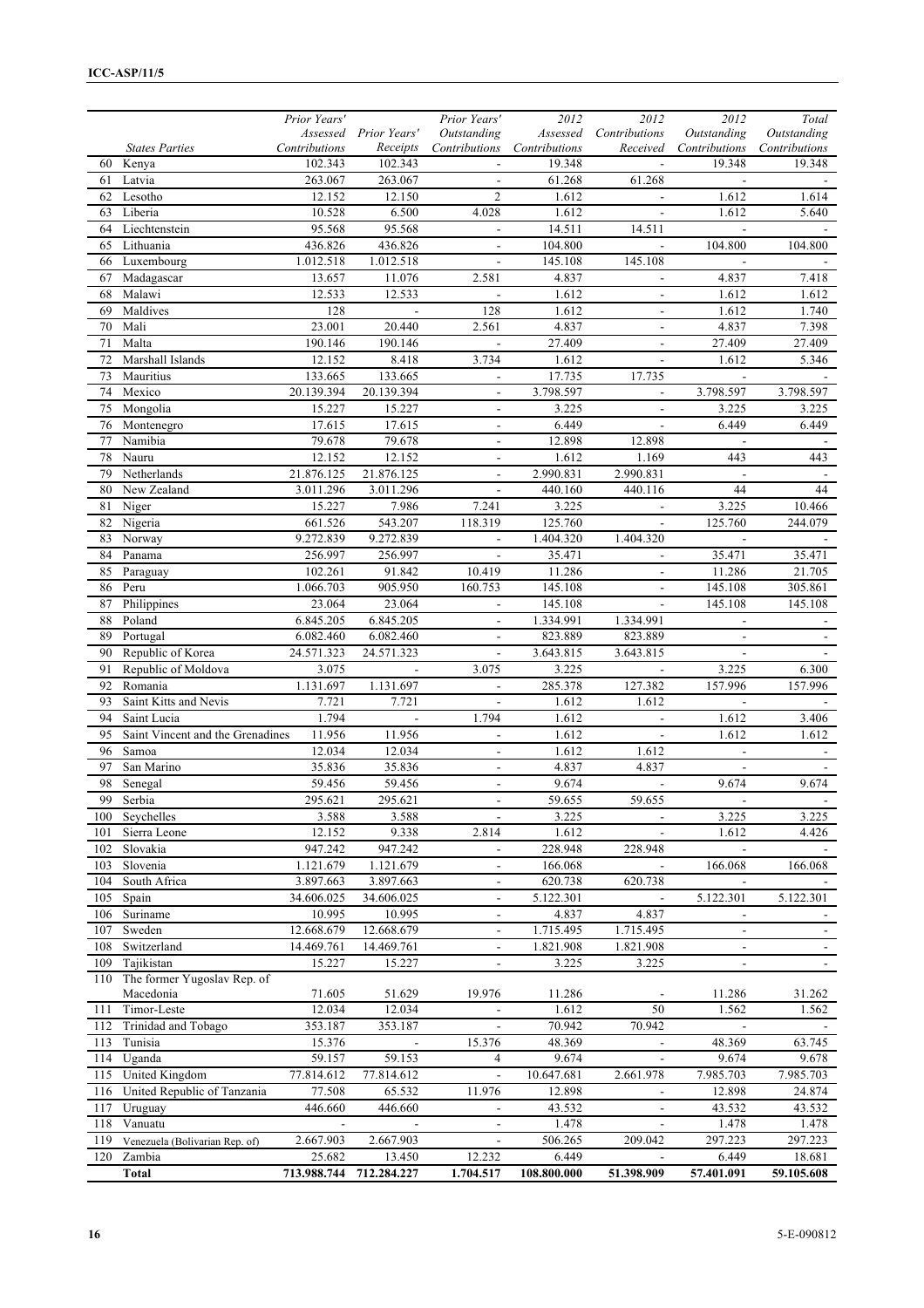| | States Parties | Prior Years' Assessed Contributions | Prior Years' Receipts | Prior Years' Outstanding Contributions | 2012 Assessed Contributions | 2012 Contributions Received | 2012 Outstanding Contributions | Total Outstanding Contributions |
|---|---|---|---|---|---|---|---|---|
| 60 | Kenya | 102.343 | 102.343 | - | 19.348 | - | 19.348 | 19.348 |
| 61 | Latvia | 263.067 | 263.067 | - | 61.268 | 61.268 | - | - |
| 62 | Lesotho | 12.152 | 12.150 | 2 | 1.612 | - | 1.612 | 1.614 |
| 63 | Liberia | 10.528 | 6.500 | 4.028 | 1.612 | - | 1.612 | 5.640 |
| 64 | Liechtenstein | 95.568 | 95.568 | - | 14.511 | 14.511 | - | - |
| 65 | Lithuania | 436.826 | 436.826 | - | 104.800 | - | 104.800 | 104.800 |
| 66 | Luxembourg | 1.012.518 | 1.012.518 | - | 145.108 | 145.108 | - | - |
| 67 | Madagascar | 13.657 | 11.076 | 2.581 | 4.837 | - | 4.837 | 7.418 |
| 68 | Malawi | 12.533 | 12.533 | - | 1.612 | - | 1.612 | 1.612 |
| 69 | Maldives | 128 | - | 128 | 1.612 | - | 1.612 | 1.740 |
| 70 | Mali | 23.001 | 20.440 | 2.561 | 4.837 | - | 4.837 | 7.398 |
| 71 | Malta | 190.146 | 190.146 | - | 27.409 | - | 27.409 | 27.409 |
| 72 | Marshall Islands | 12.152 | 8.418 | 3.734 | 1.612 | - | 1.612 | 5.346 |
| 73 | Mauritius | 133.665 | 133.665 | - | 17.735 | 17.735 | - | - |
| 74 | Mexico | 20.139.394 | 20.139.394 | - | 3.798.597 | - | 3.798.597 | 3.798.597 |
| 75 | Mongolia | 15.227 | 15.227 | - | 3.225 | - | 3.225 | 3.225 |
| 76 | Montenegro | 17.615 | 17.615 | - | 6.449 | - | 6.449 | 6.449 |
| 77 | Namibia | 79.678 | 79.678 | - | 12.898 | 12.898 | - | - |
| 78 | Nauru | 12.152 | 12.152 | - | 1.612 | 1.169 | 443 | 443 |
| 79 | Netherlands | 21.876.125 | 21.876.125 | - | 2.990.831 | 2.990.831 | - | - |
| 80 | New Zealand | 3.011.296 | 3.011.296 | - | 440.160 | 440.116 | 44 | 44 |
| 81 | Niger | 15.227 | 7.986 | 7.241 | 3.225 | - | 3.225 | 10.466 |
| 82 | Nigeria | 661.526 | 543.207 | 118.319 | 125.760 | - | 125.760 | 244.079 |
| 83 | Norway | 9.272.839 | 9.272.839 | - | 1.404.320 | 1.404.320 | - | - |
| 84 | Panama | 256.997 | 256.997 | - | 35.471 | - | 35.471 | 35.471 |
| 85 | Paraguay | 102.261 | 91.842 | 10.419 | 11.286 | - | 11.286 | 21.705 |
| 86 | Peru | 1.066.703 | 905.950 | 160.753 | 145.108 | - | 145.108 | 305.861 |
| 87 | Philippines | 23.064 | 23.064 | - | 145.108 | - | 145.108 | 145.108 |
| 88 | Poland | 6.845.205 | 6.845.205 | - | 1.334.991 | 1.334.991 | - | - |
| 89 | Portugal | 6.082.460 | 6.082.460 | - | 823.889 | 823.889 | - | - |
| 90 | Republic of Korea | 24.571.323 | 24.571.323 | - | 3.643.815 | 3.643.815 | - | - |
| 91 | Republic of Moldova | 3.075 | - | 3.075 | 3.225 | - | 3.225 | 6.300 |
| 92 | Romania | 1.131.697 | 1.131.697 | - | 285.378 | 127.382 | 157.996 | 157.996 |
| 93 | Saint Kitts and Nevis | 7.721 | 7.721 | - | 1.612 | 1.612 | - | - |
| 94 | Saint Lucia | 1.794 | - | 1.794 | 1.612 | - | 1.612 | 3.406 |
| 95 | Saint Vincent and the Grenadines | 11.956 | 11.956 | - | 1.612 | - | 1.612 | 1.612 |
| 96 | Samoa | 12.034 | 12.034 | - | 1.612 | 1.612 | - | - |
| 97 | San Marino | 35.836 | 35.836 | - | 4.837 | 4.837 | - | - |
| 98 | Senegal | 59.456 | 59.456 | - | 9.674 | - | 9.674 | 9.674 |
| 99 | Serbia | 295.621 | 295.621 | - | 59.655 | 59.655 | - | - |
| 100 | Seychelles | 3.588 | 3.588 | - | 3.225 | - | 3.225 | 3.225 |
| 101 | Sierra Leone | 12.152 | 9.338 | 2.814 | 1.612 | - | 1.612 | 4.426 |
| 102 | Slovakia | 947.242 | 947.242 | - | 228.948 | 228.948 | - | - |
| 103 | Slovenia | 1.121.679 | 1.121.679 | - | 166.068 | - | 166.068 | 166.068 |
| 104 | South Africa | 3.897.663 | 3.897.663 | - | 620.738 | 620.738 | - | - |
| 105 | Spain | 34.606.025 | 34.606.025 | - | 5.122.301 | - | 5.122.301 | 5.122.301 |
| 106 | Suriname | 10.995 | 10.995 | - | 4.837 | 4.837 | - | - |
| 107 | Sweden | 12.668.679 | 12.668.679 | - | 1.715.495 | 1.715.495 | - | - |
| 108 | Switzerland | 14.469.761 | 14.469.761 | - | 1.821.908 | 1.821.908 | - | - |
| 109 | Tajikistan | 15.227 | 15.227 | - | 3.225 | 3.225 | - | - |
| 110 | The former Yugoslav Rep. of Macedonia | 71.605 | 51.629 | 19.976 | 11.286 | - | 11.286 | 31.262 |
| 111 | Timor-Leste | 12.034 | 12.034 | - | 1.612 | 50 | 1.562 | 1.562 |
| 112 | Trinidad and Tobago | 353.187 | 353.187 | - | 70.942 | 70.942 | - | - |
| 113 | Tunisia | 15.376 | - | 15.376 | 48.369 | - | 48.369 | 63.745 |
| 114 | Uganda | 59.157 | 59.153 | 4 | 9.674 | - | 9.674 | 9.678 |
| 115 | United Kingdom | 77.814.612 | 77.814.612 | - | 10.647.681 | 2.661.978 | 7.985.703 | 7.985.703 |
| 116 | United Republic of Tanzania | 77.508 | 65.532 | 11.976 | 12.898 | - | 12.898 | 24.874 |
| 117 | Uruguay | 446.660 | 446.660 | - | 43.532 | - | 43.532 | 43.532 |
| 118 | Vanuatu | - | - | - | 1.478 | - | 1.478 | 1.478 |
| 119 | Venezuela (Bolivarian Rep. of) | 2.667.903 | 2.667.903 | - | 506.265 | 209.042 | 297.223 | 297.223 |
| 120 | Zambia | 25.682 | 13.450 | 12.232 | 6.449 | - | 6.449 | 18.681 |
| | **Total** | **713.988.744** | **712.284.227** | **1.704.517** | **108.800.000** | **51.398.909** | **57.401.091** | **59.105.608** |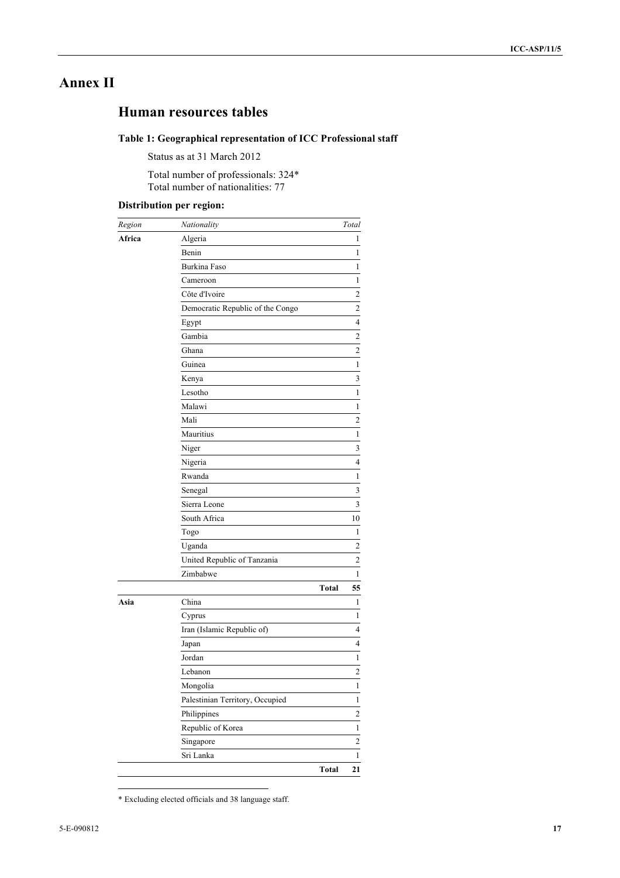# Annex II

## Human resources tables

### Table 1: Geographical representation of ICC Professional staff

Status as at 31 March 2012

Total number of professionals: 324*
Total number of nationalities: 77

**Distribution per region:**

| *Region* | *Nationality* | *Total* |
|---|---|---|
| **Africa** | Algeria | 1 |
| | Benin | 1 |
| | Burkina Faso | 1 |
| | Cameroon | 1 |
| | Côte d'Ivoire | 2 |
| | Democratic Republic of the Congo | 2 |
| | Egypt | 4 |
| | Gambia | 2 |
| | Ghana | 2 |
| | Guinea | 1 |
| | Kenya | 3 |
| | Lesotho | 1 |
| | Malawi | 1 |
| | Mali | 2 |
| | Mauritius | 1 |
| | Niger | 3 |
| | Nigeria | 4 |
| | Rwanda | 1 |
| | Senegal | 3 |
| | Sierra Leone | 3 |
| | South Africa | 10 |
| | Togo | 1 |
| | Uganda | 2 |
| | United Republic of Tanzania | 2 |
| | Zimbabwe | 1 |
| | **Total** | **55** |
| **Asia** | China | 1 |
| | Cyprus | 1 |
| | Iran (Islamic Republic of) | 4 |
| | Japan | 4 |
| | Jordan | 1 |
| | Lebanon | 2 |
| | Mongolia | 1 |
| | Palestinian Territory, Occupied | 1 |
| | Philippines | 2 |
| | Republic of Korea | 1 |
| | Singapore | 2 |
| | Sri Lanka | 1 |
| | **Total** | **21** |

* Excluding elected officials and 38 language staff.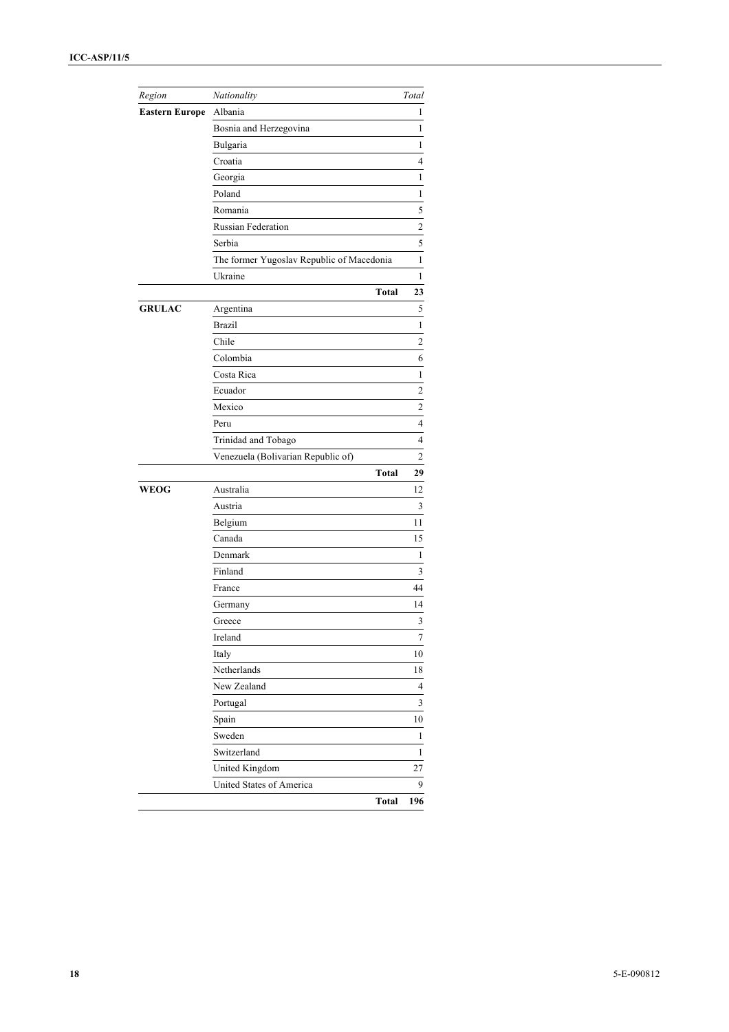| *Region* | *Nationality* | *Total* |
|---|---|---|
| **Eastern Europe** | Albania | 1 |
| | Bosnia and Herzegovina | 1 |
| | Bulgaria | 1 |
| | Croatia | 4 |
| | Georgia | 1 |
| | Poland | 1 |
| | Romania | 5 |
| | Russian Federation | 2 |
| | Serbia | 5 |
| | The former Yugoslav Republic of Macedonia | 1 |
| | Ukraine | 1 |
| | **Total** | **23** |
| **GRULAC** | Argentina | 5 |
| | Brazil | 1 |
| | Chile | 2 |
| | Colombia | 6 |
| | Costa Rica | 1 |
| | Ecuador | 2 |
| | Mexico | 2 |
| | Peru | 4 |
| | Trinidad and Tobago | 4 |
| | Venezuela (Bolivarian Republic of) | 2 |
| | **Total** | **29** |
| **WEOG** | Australia | 12 |
| | Austria | 3 |
| | Belgium | 11 |
| | Canada | 15 |
| | Denmark | 1 |
| | Finland | 3 |
| | France | 44 |
| | Germany | 14 |
| | Greece | 3 |
| | Ireland | 7 |
| | Italy | 10 |
| | Netherlands | 18 |
| | New Zealand | 4 |
| | Portugal | 3 |
| | Spain | 10 |
| | Sweden | 1 |
| | Switzerland | 1 |
| | United Kingdom | 27 |
| | United States of America | 9 |
| | **Total** | **196** |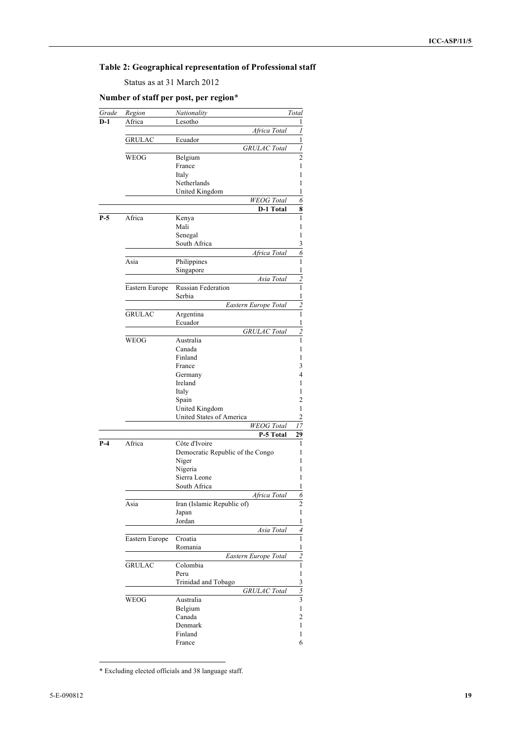### Table 2: Geographical representation of Professional staff

Status as at 31 March 2012

### Number of staff per post, per region*

| Grade | Region | Nationality | Total |
|---|---|---|---|
| **D-1** | Africa | Lesotho | 1 |
| | | *Africa Total* | *1* |
| | GRULAC | Ecuador | 1 |
| | | *GRULAC Total* | *1* |
| | WEOG | Belgium | 2 |
| | | France | 1 |
| | | Italy | 1 |
| | | Netherlands | 1 |
| | | United Kingdom | 1 |
| | | *WEOG Total* | *6* |
| | | **D-1 Total** | **8** |
| **P-5** | Africa | Kenya | 1 |
| | | Mali | 1 |
| | | Senegal | 1 |
| | | South Africa | 3 |
| | | *Africa Total* | *6* |
| | Asia | Philippines | 1 |
| | | Singapore | 1 |
| | | *Asia Total* | *2* |
| | Eastern Europe | Russian Federation | 1 |
| | | Serbia | 1 |
| | | *Eastern Europe Total* | *2* |
| | GRULAC | Argentina | 1 |
| | | Ecuador | 1 |
| | | *GRULAC Total* | *2* |
| | WEOG | Australia | 1 |
| | | Canada | 1 |
| | | Finland | 1 |
| | | France | 3 |
| | | Germany | 4 |
| | | Ireland | 1 |
| | | Italy | 1 |
| | | Spain | 2 |
| | | United Kingdom | 1 |
| | | United States of America | 2 |
| | | *WEOG Total* | *17* |
| | | **P-5 Total** | **29** |
| **P-4** | Africa | Côte d'Ivoire | 1 |
| | | Democratic Republic of the Congo | 1 |
| | | Niger | 1 |
| | | Nigeria | 1 |
| | | Sierra Leone | 1 |
| | | South Africa | 1 |
| | | *Africa Total* | *6* |
| | Asia | Iran (Islamic Republic of) | 2 |
| | | Japan | 1 |
| | | Jordan | 1 |
| | | *Asia Total* | *4* |
| | Eastern Europe | Croatia | 1 |
| | | Romania | 1 |
| | | *Eastern Europe Total* | *2* |
| | GRULAC | Colombia | 1 |
| | | Peru | 1 |
| | | Trinidad and Tobago | 3 |
| | | *GRULAC Total* | *5* |
| | WEOG | Australia | 3 |
| | | Belgium | 1 |
| | | Canada | 2 |
| | | Denmark | 1 |
| | | Finland | 1 |
| | | France | 6 |

* Excluding elected officials and 38 language staff.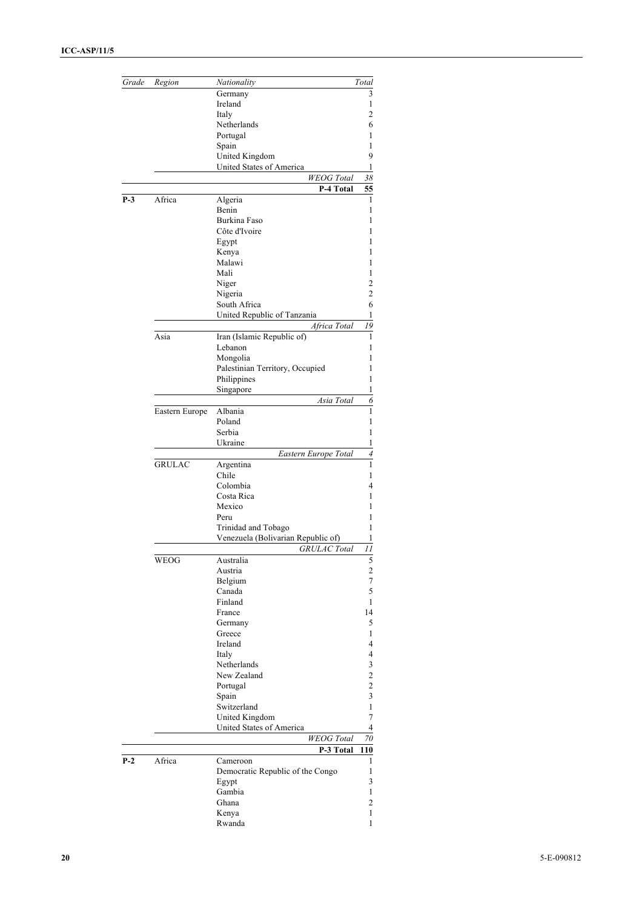| Grade | Region | Nationality | Total |
| --- | --- | --- | --- |
| | | Germany | 3 |
| | | Ireland | 1 |
| | | Italy | 2 |
| | | Netherlands | 6 |
| | | Portugal | 1 |
| | | Spain | 1 |
| | | United Kingdom | 9 |
| | | United States of America | 1 |
| | | *WEOG Total* | *38* |
| | | **P-4 Total** | **55** |
| **P-3** | Africa | Algeria | 1 |
| | | Benin | 1 |
| | | Burkina Faso | 1 |
| | | Côte d'Ivoire | 1 |
| | | Egypt | 1 |
| | | Kenya | 1 |
| | | Malawi | 1 |
| | | Mali | 1 |
| | | Niger | 2 |
| | | Nigeria | 2 |
| | | South Africa | 6 |
| | | United Republic of Tanzania | 1 |
| | | *Africa Total* | *19* |
| | Asia | Iran (Islamic Republic of) | 1 |
| | | Lebanon | 1 |
| | | Mongolia | 1 |
| | | Palestinian Territory, Occupied | 1 |
| | | Philippines | 1 |
| | | Singapore | 1 |
| | | *Asia Total* | *6* |
| | Eastern Europe | Albania | 1 |
| | | Poland | 1 |
| | | Serbia | 1 |
| | | Ukraine | 1 |
| | | *Eastern Europe Total* | *4* |
| | GRULAC | Argentina | 1 |
| | | Chile | 1 |
| | | Colombia | 4 |
| | | Costa Rica | 1 |
| | | Mexico | 1 |
| | | Peru | 1 |
| | | Trinidad and Tobago | 1 |
| | | Venezuela (Bolivarian Republic of) | 1 |
| | | *GRULAC Total* | *11* |
| | WEOG | Australia | 5 |
| | | Austria | 2 |
| | | Belgium | 7 |
| | | Canada | 5 |
| | | Finland | 1 |
| | | France | 14 |
| | | Germany | 5 |
| | | Greece | 1 |
| | | Ireland | 4 |
| | | Italy | 4 |
| | | Netherlands | 3 |
| | | New Zealand | 2 |
| | | Portugal | 2 |
| | | Spain | 3 |
| | | Switzerland | 1 |
| | | United Kingdom | 7 |
| | | United States of America | 4 |
| | | *WEOG Total* | *70* |
| | | **P-3 Total** | **110** |
| **P-2** | Africa | Cameroon | 1 |
| | | Democratic Republic of the Congo | 1 |
| | | Egypt | 3 |
| | | Gambia | 1 |
| | | Ghana | 2 |
| | | Kenya | 1 |
| | | Rwanda | 1 |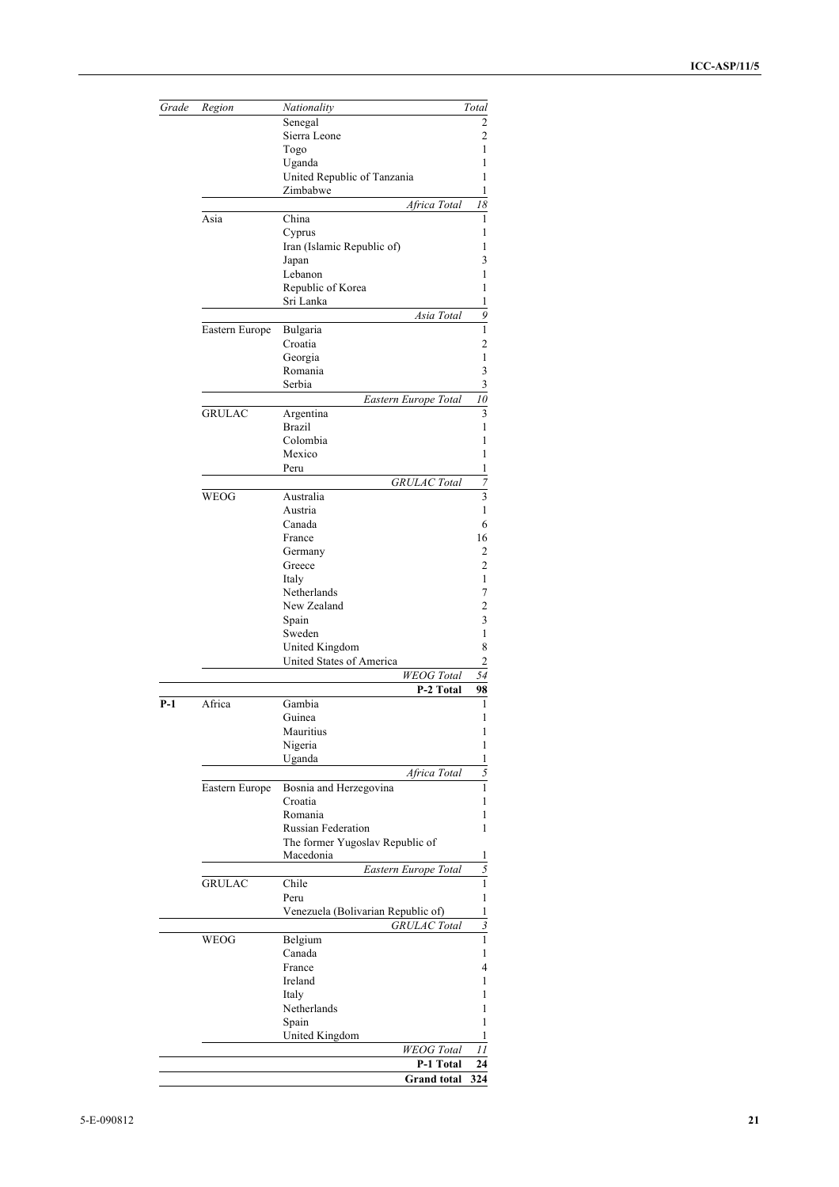| Grade | Region | Nationality | Total |
|---|---|---|---|
| | | Senegal | 2 |
| | | Sierra Leone | 2 |
| | | Togo | 1 |
| | | Uganda | 1 |
| | | United Republic of Tanzania | 1 |
| | | Zimbabwe | 1 |
| | | *Africa Total* | *18* |
| | Asia | China | 1 |
| | | Cyprus | 1 |
| | | Iran (Islamic Republic of) | 1 |
| | | Japan | 3 |
| | | Lebanon | 1 |
| | | Republic of Korea | 1 |
| | | Sri Lanka | 1 |
| | | *Asia Total* | *9* |
| | Eastern Europe | Bulgaria | 1 |
| | | Croatia | 2 |
| | | Georgia | 1 |
| | | Romania | 3 |
| | | Serbia | 3 |
| | | *Eastern Europe Total* | *10* |
| | GRULAC | Argentina | 3 |
| | | Brazil | 1 |
| | | Colombia | 1 |
| | | Mexico | 1 |
| | | Peru | 1 |
| | | *GRULAC Total* | *7* |
| | WEOG | Australia | 3 |
| | | Austria | 1 |
| | | Canada | 6 |
| | | France | 16 |
| | | Germany | 2 |
| | | Greece | 2 |
| | | Italy | 1 |
| | | Netherlands | 7 |
| | | New Zealand | 2 |
| | | Spain | 3 |
| | | Sweden | 1 |
| | | United Kingdom | 8 |
| | | United States of America | 2 |
| | | *WEOG Total* | *54* |
| | | **P-2 Total** | **98** |
| **P-1** | Africa | Gambia | 1 |
| | | Guinea | 1 |
| | | Mauritius | 1 |
| | | Nigeria | 1 |
| | | Uganda | 1 |
| | | *Africa Total* | *5* |
| | Eastern Europe | Bosnia and Herzegovina | 1 |
| | | Croatia | 1 |
| | | Romania | 1 |
| | | Russian Federation | 1 |
| | | The former Yugoslav Republic of Macedonia | 1 |
| | | *Eastern Europe Total* | *5* |
| | GRULAC | Chile | 1 |
| | | Peru | 1 |
| | | Venezuela (Bolivarian Republic of) | 1 |
| | | *GRULAC Total* | *3* |
| | WEOG | Belgium | 1 |
| | | Canada | 1 |
| | | France | 4 |
| | | Ireland | 1 |
| | | Italy | 1 |
| | | Netherlands | 1 |
| | | Spain | 1 |
| | | United Kingdom | 1 |
| | | *WEOG Total* | *11* |
| | | **P-1 Total** | **24** |
| | | **Grand total** | **324** |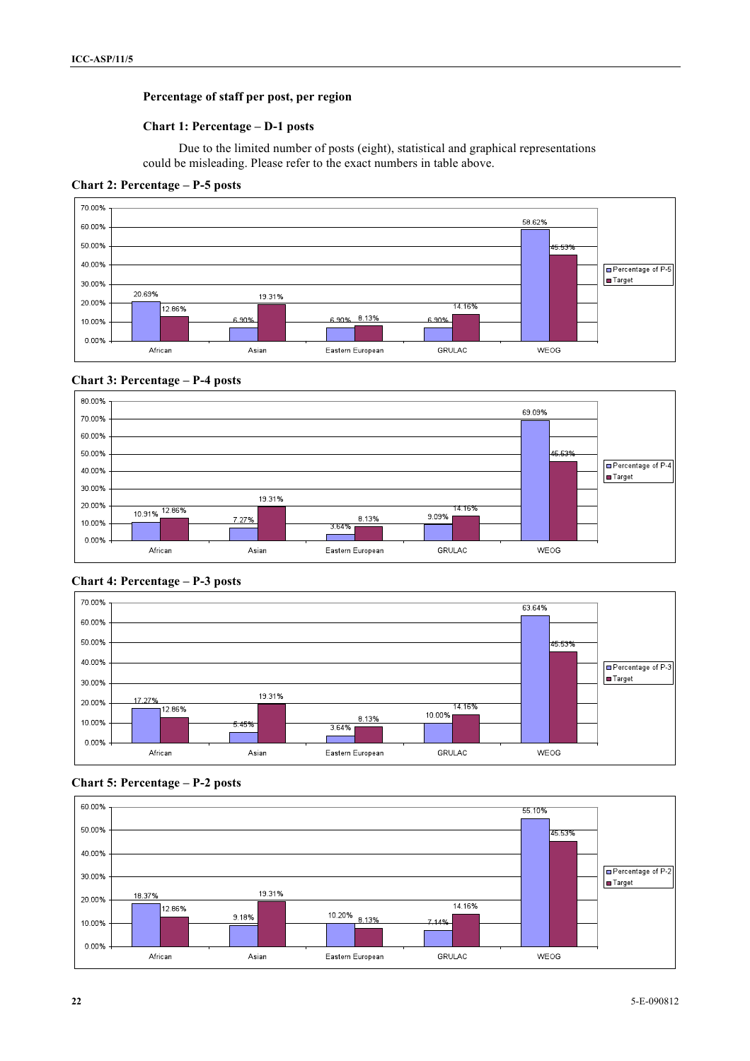### Percentage of staff per post, per region

#### Chart 1: Percentage – D-1 posts

Due to the limited number of posts (eight), statistical and graphical representations could be misleading. Please refer to the exact numbers in table above.

#### Chart 2: Percentage – P-5 posts

| Region | Percentage of P-5 | Target |
|---|---|---|
| African | 20.69% | 12.86% |
| Asian | 6.90% | 19.31% |
| Eastern European | 6.90% | 8.13% |
| GRULAC | 6.90% | 14.16% |
| WEOG | 58.62% | 45.53% |

#### Chart 3: Percentage – P-4 posts

| Region | Percentage of P-4 | Target |
|---|---|---|
| African | 10.91% | 12.86% |
| Asian | 7.27% | 19.31% |
| Eastern European | 3.64% | 8.13% |
| GRULAC | 9.09% | 14.16% |
| WEOG | 69.09% | 45.53% |

#### Chart 4: Percentage – P-3 posts

| Region | Percentage of P-3 | Target |
|---|---|---|
| African | 17.27% | 12.86% |
| Asian | 5.45% | 19.31% |
| Eastern European | 3.64% | 8.13% |
| GRULAC | 10.00% | 14.16% |
| WEOG | 63.64% | 45.53% |

#### Chart 5: Percentage – P-2 posts

| Region | Percentage of P-2 | Target |
|---|---|---|
| African | 18.37% | 12.86% |
| Asian | 9.18% | 19.31% |
| Eastern European | 10.20% | 8.13% |
| GRULAC | 7.14% | 14.16% |
| WEOG | 55.10% | 45.53% |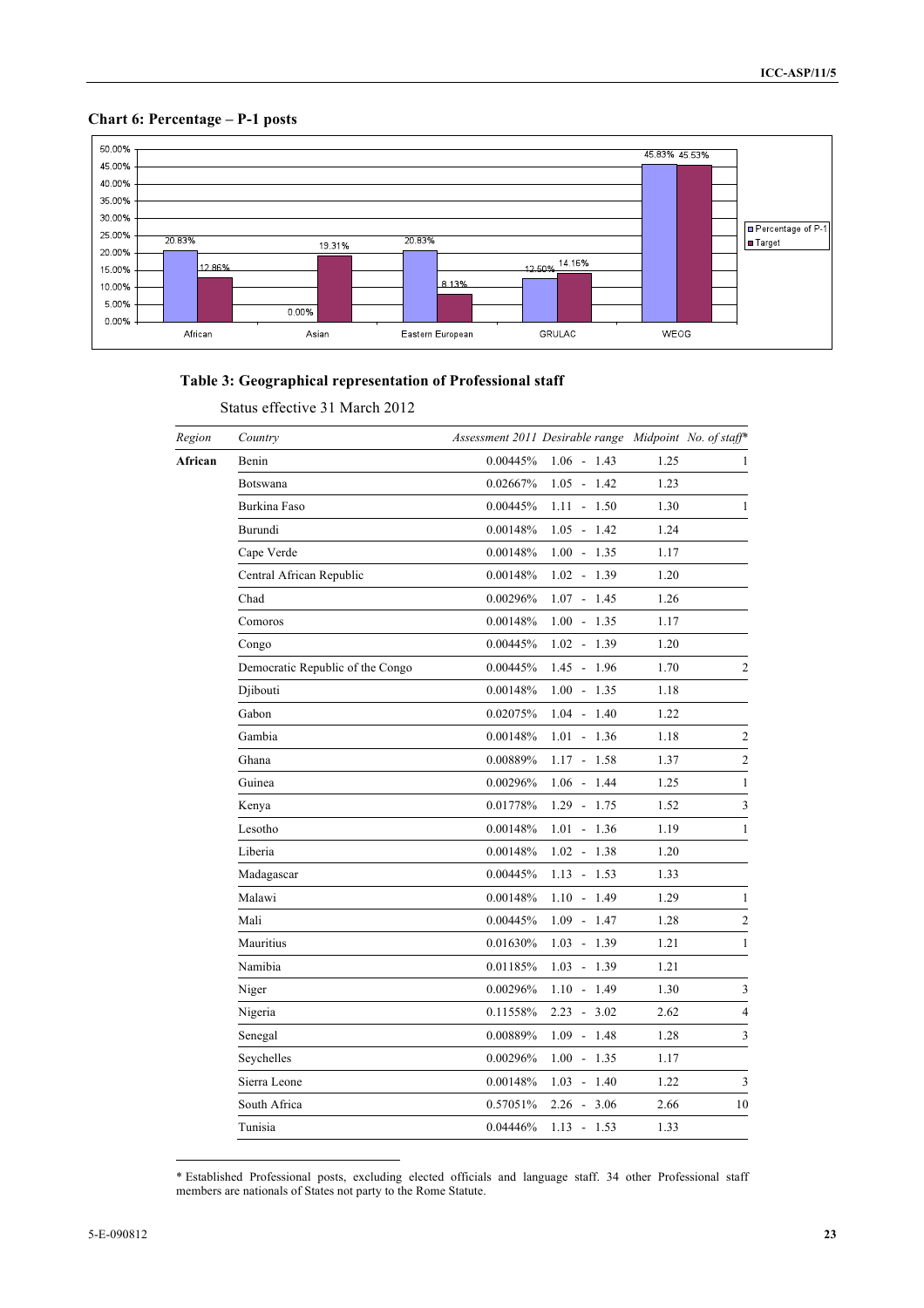**Chart 6: Percentage – P-1 posts**

| Region | Percentage of P-1 | Target |
|---|---|---|
| African | 20.83% | 12.86% |
| Asian | 0.00% | 19.31% |
| Eastern European | 20.83% | 8.13% |
| GRULAC | 12.50% | 14.16% |
| WEOG | 45.83% | 45.53% |

**Table 3: Geographical representation of Professional staff**

Status effective 31 March 2012

| *Region* | *Country* | *Assessment 2011* | *Desirable range* | *Midpoint* | *No. of staff\** |
|---|---|---|---|---|---|
| **African** | Benin | 0.00445% | 1.06 - 1.43 | 1.25 | 1 |
| | Botswana | 0.02667% | 1.05 - 1.42 | 1.23 | |
| | Burkina Faso | 0.00445% | 1.11 - 1.50 | 1.30 | 1 |
| | Burundi | 0.00148% | 1.05 - 1.42 | 1.24 | |
| | Cape Verde | 0.00148% | 1.00 - 1.35 | 1.17 | |
| | Central African Republic | 0.00148% | 1.02 - 1.39 | 1.20 | |
| | Chad | 0.00296% | 1.07 - 1.45 | 1.26 | |
| | Comoros | 0.00148% | 1.00 - 1.35 | 1.17 | |
| | Congo | 0.00445% | 1.02 - 1.39 | 1.20 | |
| | Democratic Republic of the Congo | 0.00445% | 1.45 - 1.96 | 1.70 | 2 |
| | Djibouti | 0.00148% | 1.00 - 1.35 | 1.18 | |
| | Gabon | 0.02075% | 1.04 - 1.40 | 1.22 | |
| | Gambia | 0.00148% | 1.01 - 1.36 | 1.18 | 2 |
| | Ghana | 0.00889% | 1.17 - 1.58 | 1.37 | 2 |
| | Guinea | 0.00296% | 1.06 - 1.44 | 1.25 | 1 |
| | Kenya | 0.01778% | 1.29 - 1.75 | 1.52 | 3 |
| | Lesotho | 0.00148% | 1.01 - 1.36 | 1.19 | 1 |
| | Liberia | 0.00148% | 1.02 - 1.38 | 1.20 | |
| | Madagascar | 0.00445% | 1.13 - 1.53 | 1.33 | |
| | Malawi | 0.00148% | 1.10 - 1.49 | 1.29 | 1 |
| | Mali | 0.00445% | 1.09 - 1.47 | 1.28 | 2 |
| | Mauritius | 0.01630% | 1.03 - 1.39 | 1.21 | 1 |
| | Namibia | 0.01185% | 1.03 - 1.39 | 1.21 | |
| | Niger | 0.00296% | 1.10 - 1.49 | 1.30 | 3 |
| | Nigeria | 0.11558% | 2.23 - 3.02 | 2.62 | 4 |
| | Senegal | 0.00889% | 1.09 - 1.48 | 1.28 | 3 |
| | Seychelles | 0.00296% | 1.00 - 1.35 | 1.17 | |
| | Sierra Leone | 0.00148% | 1.03 - 1.40 | 1.22 | 3 |
| | South Africa | 0.57051% | 2.26 - 3.06 | 2.66 | 10 |
| | Tunisia | 0.04446% | 1.13 - 1.53 | 1.33 | |

\* Established Professional posts, excluding elected officials and language staff. 34 other Professional staff members are nationals of States not party to the Rome Statute.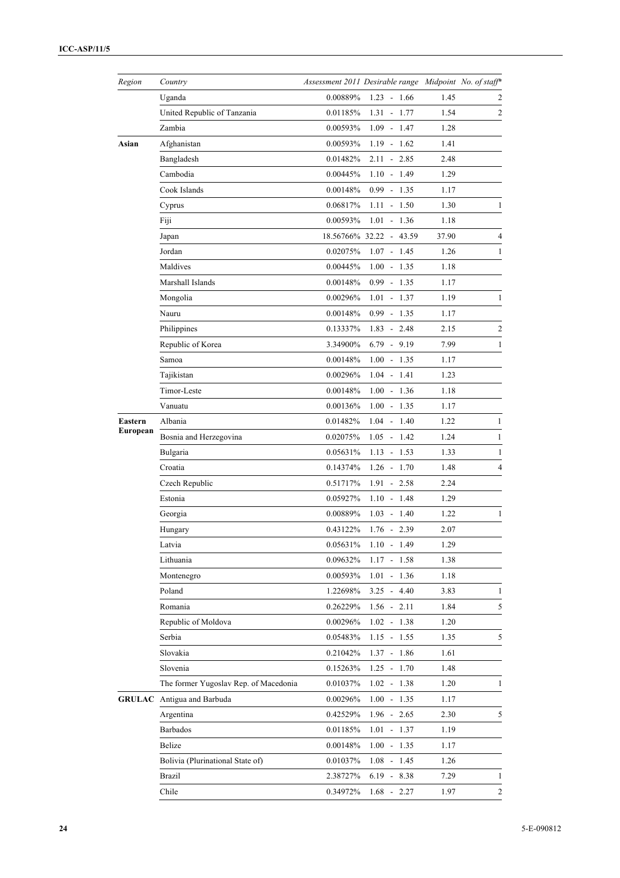| Region | Country | Assessment 2011 | Desirable range | Midpoint | No. of staff* |
|---|---|---|---|---|---|
| | Uganda | 0.00889% | 1.23 - 1.66 | 1.45 | 2 |
| | United Republic of Tanzania | 0.01185% | 1.31 - 1.77 | 1.54 | 2 |
| | Zambia | 0.00593% | 1.09 - 1.47 | 1.28 | |
| **Asian** | Afghanistan | 0.00593% | 1.19 - 1.62 | 1.41 | |
| | Bangladesh | 0.01482% | 2.11 - 2.85 | 2.48 | |
| | Cambodia | 0.00445% | 1.10 - 1.49 | 1.29 | |
| | Cook Islands | 0.00148% | 0.99 - 1.35 | 1.17 | |
| | Cyprus | 0.06817% | 1.11 - 1.50 | 1.30 | 1 |
| | Fiji | 0.00593% | 1.01 - 1.36 | 1.18 | |
| | Japan | 18.56766% | 32.22 - 43.59 | 37.90 | 4 |
| | Jordan | 0.02075% | 1.07 - 1.45 | 1.26 | 1 |
| | Maldives | 0.00445% | 1.00 - 1.35 | 1.18 | |
| | Marshall Islands | 0.00148% | 0.99 - 1.35 | 1.17 | |
| | Mongolia | 0.00296% | 1.01 - 1.37 | 1.19 | 1 |
| | Nauru | 0.00148% | 0.99 - 1.35 | 1.17 | |
| | Philippines | 0.13337% | 1.83 - 2.48 | 2.15 | 2 |
| | Republic of Korea | 3.34900% | 6.79 - 9.19 | 7.99 | 1 |
| | Samoa | 0.00148% | 1.00 - 1.35 | 1.17 | |
| | Tajikistan | 0.00296% | 1.04 - 1.41 | 1.23 | |
| | Timor-Leste | 0.00148% | 1.00 - 1.36 | 1.18 | |
| | Vanuatu | 0.00136% | 1.00 - 1.35 | 1.17 | |
| **Eastern European** | Albania | 0.01482% | 1.04 - 1.40 | 1.22 | 1 |
| | Bosnia and Herzegovina | 0.02075% | 1.05 - 1.42 | 1.24 | 1 |
| | Bulgaria | 0.05631% | 1.13 - 1.53 | 1.33 | 1 |
| | Croatia | 0.14374% | 1.26 - 1.70 | 1.48 | 4 |
| | Czech Republic | 0.51717% | 1.91 - 2.58 | 2.24 | |
| | Estonia | 0.05927% | 1.10 - 1.48 | 1.29 | |
| | Georgia | 0.00889% | 1.03 - 1.40 | 1.22 | 1 |
| | Hungary | 0.43122% | 1.76 - 2.39 | 2.07 | |
| | Latvia | 0.05631% | 1.10 - 1.49 | 1.29 | |
| | Lithuania | 0.09632% | 1.17 - 1.58 | 1.38 | |
| | Montenegro | 0.00593% | 1.01 - 1.36 | 1.18 | |
| | Poland | 1.22698% | 3.25 - 4.40 | 3.83 | 1 |
| | Romania | 0.26229% | 1.56 - 2.11 | 1.84 | 5 |
| | Republic of Moldova | 0.00296% | 1.02 - 1.38 | 1.20 | |
| | Serbia | 0.05483% | 1.15 - 1.55 | 1.35 | 5 |
| | Slovakia | 0.21042% | 1.37 - 1.86 | 1.61 | |
| | Slovenia | 0.15263% | 1.25 - 1.70 | 1.48 | |
| | The former Yugoslav Rep. of Macedonia | 0.01037% | 1.02 - 1.38 | 1.20 | 1 |
| **GRULAC** | Antigua and Barbuda | 0.00296% | 1.00 - 1.35 | 1.17 | |
| | Argentina | 0.42529% | 1.96 - 2.65 | 2.30 | 5 |
| | Barbados | 0.01185% | 1.01 - 1.37 | 1.19 | |
| | Belize | 0.00148% | 1.00 - 1.35 | 1.17 | |
| | Bolivia (Plurinational State of) | 0.01037% | 1.08 - 1.45 | 1.26 | |
| | Brazil | 2.38727% | 6.19 - 8.38 | 7.29 | 1 |
| | Chile | 0.34972% | 1.68 - 2.27 | 1.97 | 2 |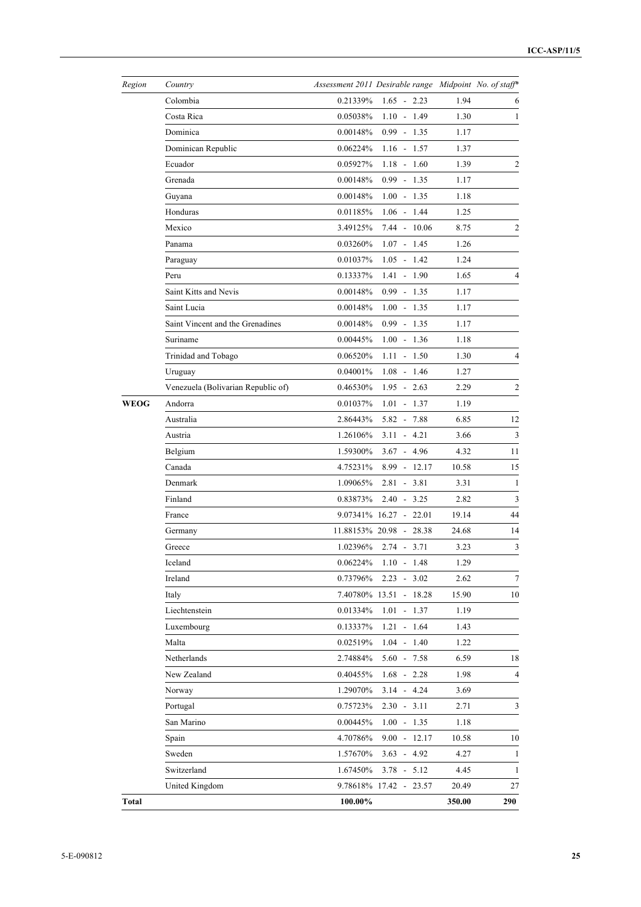| Region | Country | Assessment 2011 | Desirable range | Midpoint | No. of staff* |
|---|---|---|---|---|---|
| | Colombia | 0.21339% | 1.65 - 2.23 | 1.94 | 6 |
| | Costa Rica | 0.05038% | 1.10 - 1.49 | 1.30 | 1 |
| | Dominica | 0.00148% | 0.99 - 1.35 | 1.17 | |
| | Dominican Republic | 0.06224% | 1.16 - 1.57 | 1.37 | |
| | Ecuador | 0.05927% | 1.18 - 1.60 | 1.39 | 2 |
| | Grenada | 0.00148% | 0.99 - 1.35 | 1.17 | |
| | Guyana | 0.00148% | 1.00 - 1.35 | 1.18 | |
| | Honduras | 0.01185% | 1.06 - 1.44 | 1.25 | |
| | Mexico | 3.49125% | 7.44 - 10.06 | 8.75 | 2 |
| | Panama | 0.03260% | 1.07 - 1.45 | 1.26 | |
| | Paraguay | 0.01037% | 1.05 - 1.42 | 1.24 | |
| | Peru | 0.13337% | 1.41 - 1.90 | 1.65 | 4 |
| | Saint Kitts and Nevis | 0.00148% | 0.99 - 1.35 | 1.17 | |
| | Saint Lucia | 0.00148% | 1.00 - 1.35 | 1.17 | |
| | Saint Vincent and the Grenadines | 0.00148% | 0.99 - 1.35 | 1.17 | |
| | Suriname | 0.00445% | 1.00 - 1.36 | 1.18 | |
| | Trinidad and Tobago | 0.06520% | 1.11 - 1.50 | 1.30 | 4 |
| | Uruguay | 0.04001% | 1.08 - 1.46 | 1.27 | |
| | Venezuela (Bolivarian Republic of) | 0.46530% | 1.95 - 2.63 | 2.29 | 2 |
| **WEOG** | Andorra | 0.01037% | 1.01 - 1.37 | 1.19 | |
| | Australia | 2.86443% | 5.82 - 7.88 | 6.85 | 12 |
| | Austria | 1.26106% | 3.11 - 4.21 | 3.66 | 3 |
| | Belgium | 1.59300% | 3.67 - 4.96 | 4.32 | 11 |
| | Canada | 4.75231% | 8.99 - 12.17 | 10.58 | 15 |
| | Denmark | 1.09065% | 2.81 - 3.81 | 3.31 | 1 |
| | Finland | 0.83873% | 2.40 - 3.25 | 2.82 | 3 |
| | France | 9.07341% | 16.27 - 22.01 | 19.14 | 44 |
| | Germany | 11.88153% | 20.98 - 28.38 | 24.68 | 14 |
| | Greece | 1.02396% | 2.74 - 3.71 | 3.23 | 3 |
| | Iceland | 0.06224% | 1.10 - 1.48 | 1.29 | |
| | Ireland | 0.73796% | 2.23 - 3.02 | 2.62 | 7 |
| | Italy | 7.40780% | 13.51 - 18.28 | 15.90 | 10 |
| | Liechtenstein | 0.01334% | 1.01 - 1.37 | 1.19 | |
| | Luxembourg | 0.13337% | 1.21 - 1.64 | 1.43 | |
| | Malta | 0.02519% | 1.04 - 1.40 | 1.22 | |
| | Netherlands | 2.74884% | 5.60 - 7.58 | 6.59 | 18 |
| | New Zealand | 0.40455% | 1.68 - 2.28 | 1.98 | 4 |
| | Norway | 1.29070% | 3.14 - 4.24 | 3.69 | |
| | Portugal | 0.75723% | 2.30 - 3.11 | 2.71 | 3 |
| | San Marino | 0.00445% | 1.00 - 1.35 | 1.18 | |
| | Spain | 4.70786% | 9.00 - 12.17 | 10.58 | 10 |
| | Sweden | 1.57670% | 3.63 - 4.92 | 4.27 | 1 |
| | Switzerland | 1.67450% | 3.78 - 5.12 | 4.45 | 1 |
| | United Kingdom | 9.78618% | 17.42 - 23.57 | 20.49 | 27 |
| **Total** | | **100.00%** | | **350.00** | **290** |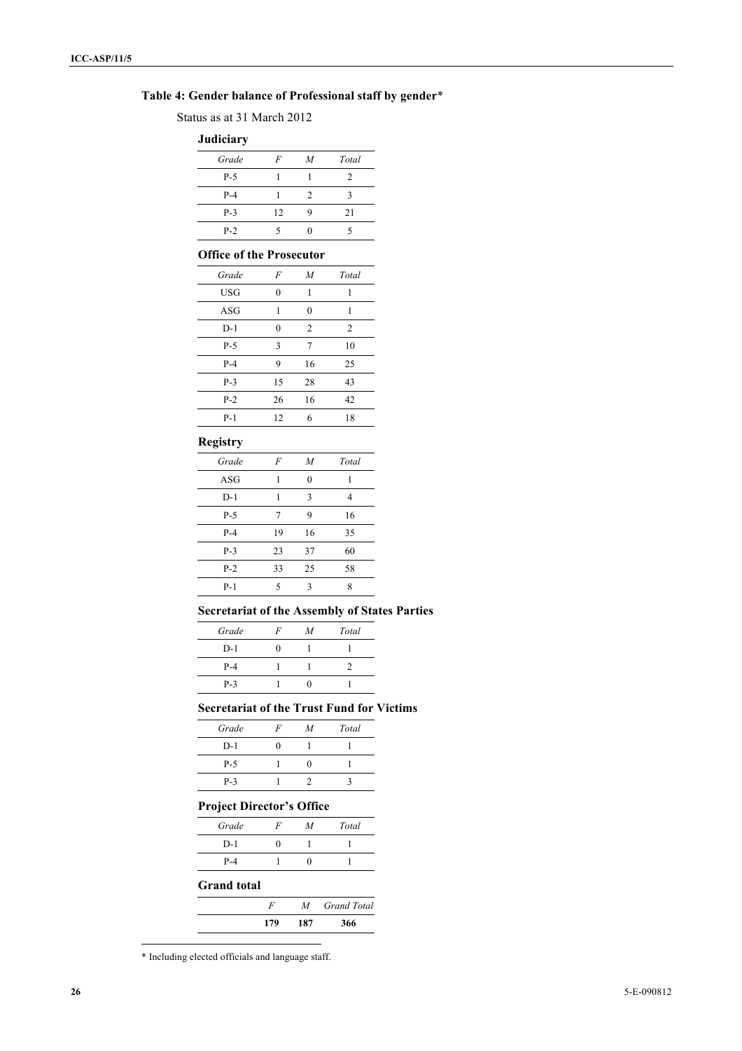### Table 4: Gender balance of Professional staff by gender*

Status as at 31 March 2012

**Judiciary**

| *Grade* | *F* | *M* | *Total* |
|---|---|---|---|
| P-5 | 1 | 1 | 2 |
| P-4 | 1 | 2 | 3 |
| P-3 | 12 | 9 | 21 |
| P-2 | 5 | 0 | 5 |

**Office of the Prosecutor**

| *Grade* | *F* | *M* | *Total* |
|---|---|---|---|
| USG | 0 | 1 | 1 |
| ASG | 1 | 0 | 1 |
| D-1 | 0 | 2 | 2 |
| P-5 | 3 | 7 | 10 |
| P-4 | 9 | 16 | 25 |
| P-3 | 15 | 28 | 43 |
| P-2 | 26 | 16 | 42 |
| P-1 | 12 | 6 | 18 |

**Registry**

| *Grade* | *F* | *M* | *Total* |
|---|---|---|---|
| ASG | 1 | 0 | 1 |
| D-1 | 1 | 3 | 4 |
| P-5 | 7 | 9 | 16 |
| P-4 | 19 | 16 | 35 |
| P-3 | 23 | 37 | 60 |
| P-2 | 33 | 25 | 58 |
| P-1 | 5 | 3 | 8 |

**Secretariat of the Assembly of States Parties**

| *Grade* | *F* | *M* | *Total* |
|---|---|---|---|
| D-1 | 0 | 1 | 1 |
| P-4 | 1 | 1 | 2 |
| P-3 | 1 | 0 | 1 |

**Secretariat of the Trust Fund for Victims**

| *Grade* | *F* | *M* | *Total* |
|---|---|---|---|
| D-1 | 0 | 1 | 1 |
| P-5 | 1 | 0 | 1 |
| P-3 | 1 | 2 | 3 |

**Project Director's Office**

| *Grade* | *F* | *M* | *Total* |
|---|---|---|---|
| D-1 | 0 | 1 | 1 |
| P-4 | 1 | 0 | 1 |

**Grand total**

| | *F* | *M* | *Grand Total* |
|---|---|---|---|
| | **179** | **187** | **366** |

* Including elected officials and language staff.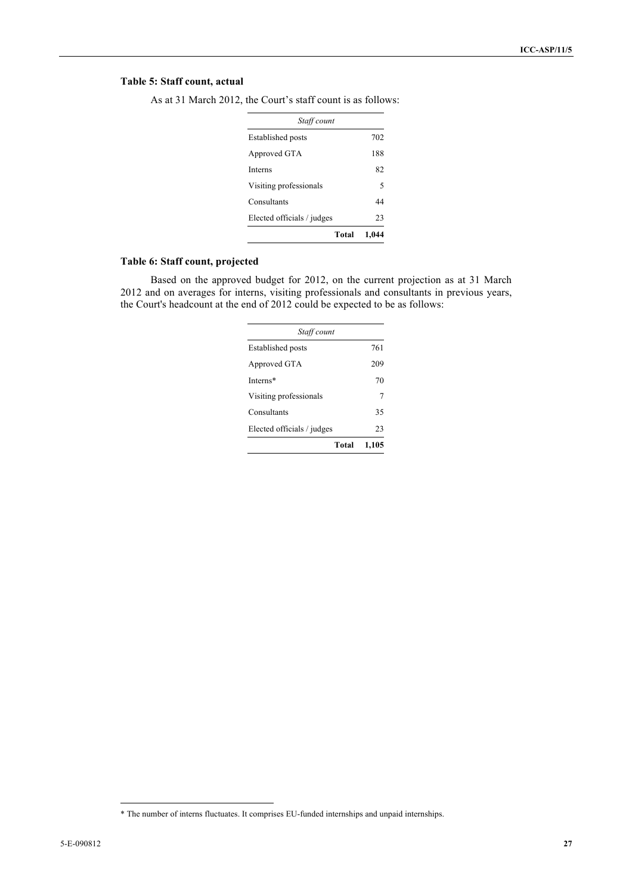### Table 5: Staff count, actual

As at 31 March 2012, the Court's staff count is as follows:

| *Staff count* | |
|---|---|
| Established posts | 702 |
| Approved GTA | 188 |
| Interns | 82 |
| Visiting professionals | 5 |
| Consultants | 44 |
| Elected officials / judges | 23 |
| **Total** | **1,044** |

### Table 6: Staff count, projected

Based on the approved budget for 2012, on the current projection as at 31 March 2012 and on averages for interns, visiting professionals and consultants in previous years, the Court's headcount at the end of 2012 could be expected to be as follows:

| *Staff count* | |
|---|---|
| Established posts | 761 |
| Approved GTA | 209 |
| Interns* | 70 |
| Visiting professionals | 7 |
| Consultants | 35 |
| Elected officials / judges | 23 |
| **Total** | **1,105** |

* The number of interns fluctuates. It comprises EU-funded internships and unpaid internships.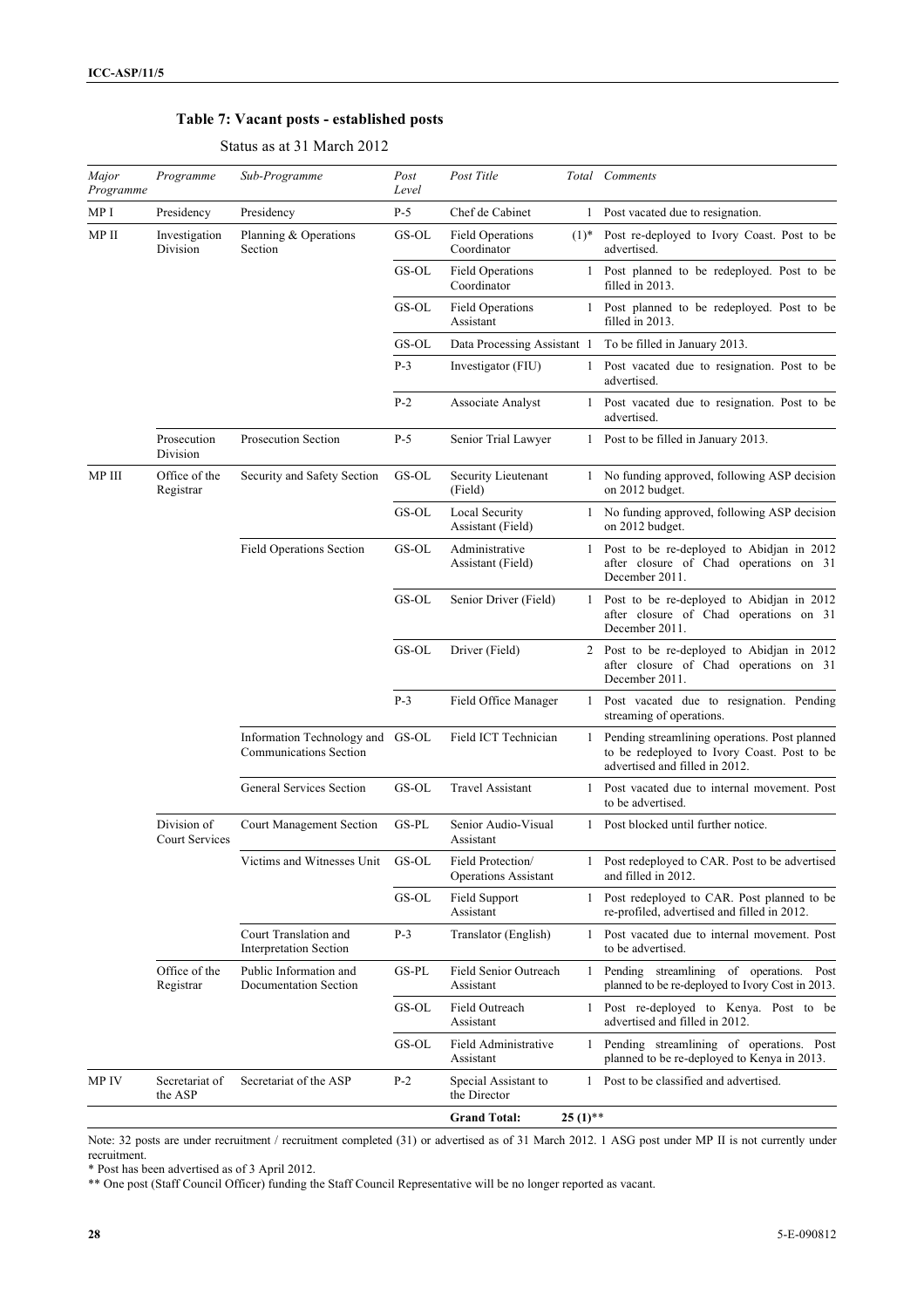## Table 7: Vacant posts - established posts

Status as at 31 March 2012

| Major Programme | Programme | Sub-Programme | Post Level | Post Title | Total | Comments |
|---|---|---|---|---|---|---|
| MP I | Presidency | Presidency | P-5 | Chef de Cabinet | 1 | Post vacated due to resignation. |
| MP II | Investigation Division | Planning & Operations Section | GS-OL | Field Operations Coordinator | (1)* | Post re-deployed to Ivory Coast. Post to be advertised. |
| | | | GS-OL | Field Operations Coordinator | 1 | Post planned to be redeployed. Post to be filled in 2013. |
| | | | GS-OL | Field Operations Assistant | 1 | Post planned to be redeployed. Post to be filled in 2013. |
| | | | GS-OL | Data Processing Assistant | 1 | To be filled in January 2013. |
| | | | P-3 | Investigator (FIU) | 1 | Post vacated due to resignation. Post to be advertised. |
| | | | P-2 | Associate Analyst | 1 | Post vacated due to resignation. Post to be advertised. |
| | Prosecution Division | Prosecution Section | P-5 | Senior Trial Lawyer | 1 | Post to be filled in January 2013. |
| MP III | Office of the Registrar | Security and Safety Section | GS-OL | Security Lieutenant (Field) | 1 | No funding approved, following ASP decision on 2012 budget. |
| | | | GS-OL | Local Security Assistant (Field) | 1 | No funding approved, following ASP decision on 2012 budget. |
| | | Field Operations Section | GS-OL | Administrative Assistant (Field) | 1 | Post to be re-deployed to Abidjan in 2012 after closure of Chad operations on 31 December 2011. |
| | | | GS-OL | Senior Driver (Field) | 1 | Post to be re-deployed to Abidjan in 2012 after closure of Chad operations on 31 December 2011. |
| | | | GS-OL | Driver (Field) | 2 | Post to be re-deployed to Abidjan in 2012 after closure of Chad operations on 31 December 2011. |
| | | | P-3 | Field Office Manager | 1 | Post vacated due to resignation. Pending streaming of operations. |
| | | Information Technology and Communications Section | GS-OL | Field ICT Technician | 1 | Pending streamlining operations. Post planned to be redeployed to Ivory Coast. Post to be advertised and filled in 2012. |
| | | General Services Section | GS-OL | Travel Assistant | 1 | Post vacated due to internal movement. Post to be advertised. |
| | Division of Court Services | Court Management Section | GS-PL | Senior Audio-Visual Assistant | 1 | Post blocked until further notice. |
| | | Victims and Witnesses Unit | GS-OL | Field Protection/ Operations Assistant | 1 | Post redeployed to CAR. Post to be advertised and filled in 2012. |
| | | | GS-OL | Field Support Assistant | 1 | Post redeployed to CAR. Post planned to be re-profiled, advertised and filled in 2012. |
| | | Court Translation and Interpretation Section | P-3 | Translator (English) | 1 | Post vacated due to internal movement. Post to be advertised. |
| | Office of the Registrar | Public Information and Documentation Section | GS-PL | Field Senior Outreach Assistant | 1 | Pending streamlining of operations. Post planned to be re-deployed to Ivory Cost in 2013. |
| | | | GS-OL | Field Outreach Assistant | 1 | Post re-deployed to Kenya. Post to be advertised and filled in 2012. |
| | | | GS-OL | Field Administrative Assistant | 1 | Pending streamlining of operations. Post planned to be re-deployed to Kenya in 2013. |
| MP IV | Secretariat of the ASP | Secretariat of the ASP | P-2 | Special Assistant to the Director | 1 | Post to be classified and advertised. |
| | | | | **Grand Total:** | **25 (1)\*\*** | |

Note: 32 posts are under recruitment / recruitment completed (31) or advertised as of 31 March 2012. 1 ASG post under MP II is not currently under recruitment.

\* Post has been advertised as of 3 April 2012.

\*\* One post (Staff Council Officer) funding the Staff Council Representative will be no longer reported as vacant.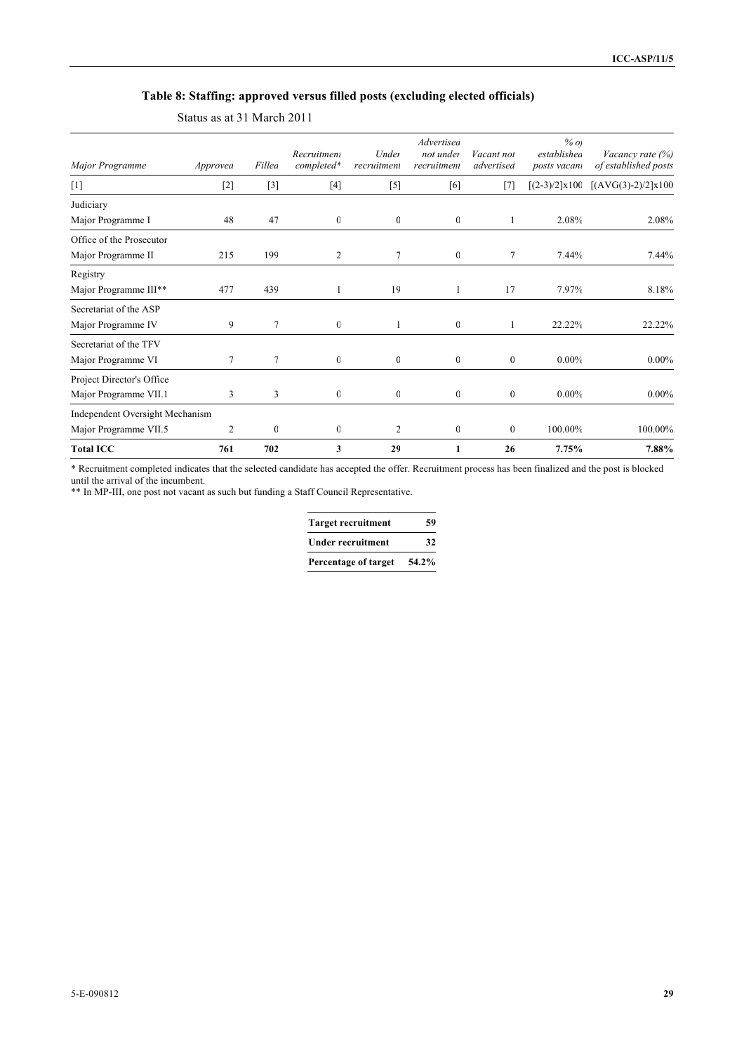### Table 8: Staffing: approved versus filled posts (excluding elected officials)

Status as at 31 March 2011

| *Major Programme* | *Approved* | *Filled* | *Recruitment completed\** | *Under recruitment* | *Advertised not under recruitment* | *Vacant not advertised* | *% of established posts vacant* | *Vacancy rate (%) of established posts* |
|---|---|---|---|---|---|---|---|---|
| [1] | [2] | [3] | [4] | [5] | [6] | [7] | [(2-3)/2]x100 | [(AVG(3)-2)/2]x100 |
| Judiciary | | | | | | | | |
| Major Programme I | 48 | 47 | 0 | 0 | 0 | 1 | 2.08% | 2.08% |
| Office of the Prosecutor | | | | | | | | |
| Major Programme II | 215 | 199 | 2 | 7 | 0 | 7 | 7.44% | 7.44% |
| Registry | | | | | | | | |
| Major Programme III\*\* | 477 | 439 | 1 | 19 | 1 | 17 | 7.97% | 8.18% |
| Secretariat of the ASP | | | | | | | | |
| Major Programme IV | 9 | 7 | 0 | 1 | 0 | 1 | 22.22% | 22.22% |
| Secretariat of the TFV | | | | | | | | |
| Major Programme VI | 7 | 7 | 0 | 0 | 0 | 0 | 0.00% | 0.00% |
| Project Director's Office | | | | | | | | |
| Major Programme VII.1 | 3 | 3 | 0 | 0 | 0 | 0 | 0.00% | 0.00% |
| Independent Oversight Mechanism | | | | | | | | |
| Major Programme VII.5 | 2 | 0 | 0 | 2 | 0 | 0 | 100.00% | 100.00% |
| **Total ICC** | **761** | **702** | **3** | **29** | **1** | **26** | **7.75%** | **7.88%** |

\* Recruitment completed indicates that the selected candidate has accepted the offer. Recruitment process has been finalized and the post is blocked until the arrival of the incumbent.

\*\* In MP-III, one post not vacant as such but funding a Staff Council Representative.

| **Target recruitment** | **59** |
|---|---|
| **Under recruitment** | **32** |
| **Percentage of target** | **54.2%** |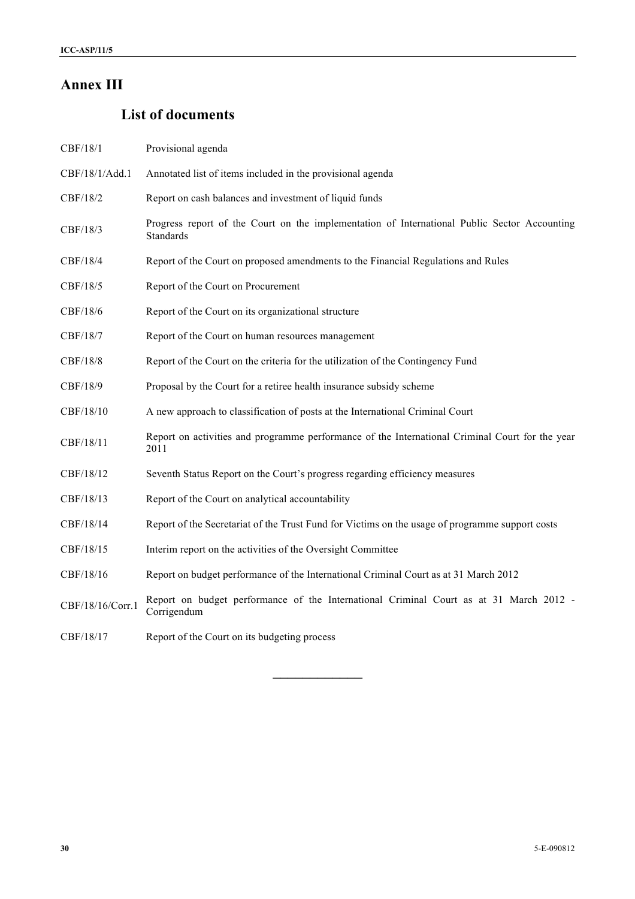# Annex III

## List of documents

| | |
|---|---|
| CBF/18/1 | Provisional agenda |
| CBF/18/1/Add.1 | Annotated list of items included in the provisional agenda |
| CBF/18/2 | Report on cash balances and investment of liquid funds |
| CBF/18/3 | Progress report of the Court on the implementation of International Public Sector Accounting Standards |
| CBF/18/4 | Report of the Court on proposed amendments to the Financial Regulations and Rules |
| CBF/18/5 | Report of the Court on Procurement |
| CBF/18/6 | Report of the Court on its organizational structure |
| CBF/18/7 | Report of the Court on human resources management |
| CBF/18/8 | Report of the Court on the criteria for the utilization of the Contingency Fund |
| CBF/18/9 | Proposal by the Court for a retiree health insurance subsidy scheme |
| CBF/18/10 | A new approach to classification of posts at the International Criminal Court |
| CBF/18/11 | Report on activities and programme performance of the International Criminal Court for the year 2011 |
| CBF/18/12 | Seventh Status Report on the Court's progress regarding efficiency measures |
| CBF/18/13 | Report of the Court on analytical accountability |
| CBF/18/14 | Report of the Secretariat of the Trust Fund for Victims on the usage of programme support costs |
| CBF/18/15 | Interim report on the activities of the Oversight Committee |
| CBF/18/16 | Report on budget performance of the International Criminal Court as at 31 March 2012 |
| CBF/18/16/Corr.1 | Report on budget performance of the International Criminal Court as at 31 March 2012 - Corrigendum |
| CBF/18/17 | Report of the Court on its budgeting process |